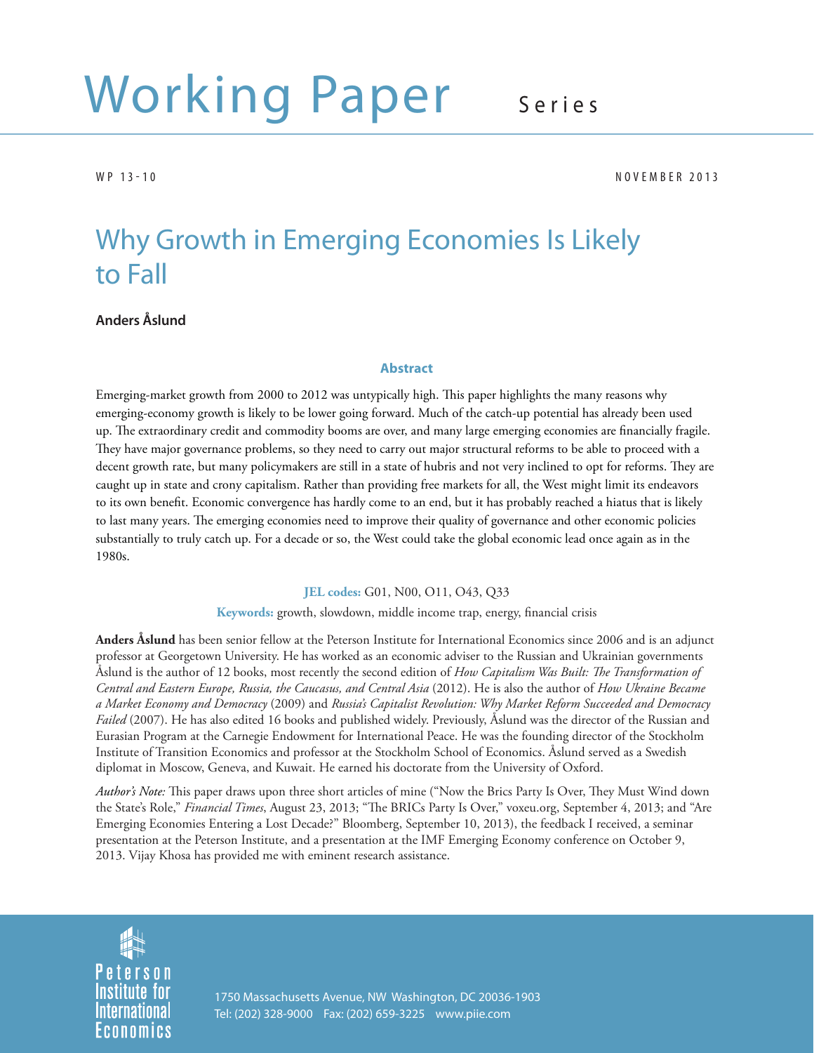# Working Paper Series

WP 13-10 NOVEMBER 2013

## Why Growth in Emerging Economies Is Likely to Fall

**Anders Åslund**

### Abstract

Emerging-market growth from 2000 to 2012 was untypically high. This paper highlights the many reasons why emerging-economy growth is likely to be lower going forward. Much of the catch-up potential has already been used up. The extraordinary credit and commodity booms are over, and many large emerging economies are financially fragile. They have major governance problems, so they need to carry out major structural reforms to be able to proceed with a decent growth rate, but many policymakers are still in a state of hubris and not very inclined to opt for reforms. They are caught up in state and crony capitalism. Rather than providing free markets for all, the West might limit its endeavors to its own benefit. Economic convergence has hardly come to an end, but it has probably reached a hiatus that is likely to last many years. The emerging economies need to improve their quality of governance and other economic policies substantially to truly catch up. For a decade or so, the West could take the global economic lead once again as in the 1980s.

**JEL codes:** G01, N00, O11, O43, Q33

**Keywords:** growth, slowdown, middle income trap, energy, financial crisis

**Anders Åslund** has been senior fellow at the Peterson Institute for International Economics since 2006 and is an adjunct professor at Georgetown University. He has worked as an economic adviser to the Russian and Ukrainian governments Åslund is the author of 12 books, most recently the second edition of *How Capitalism Was Built: The Transformation of Central and Eastern Europe, Russia, the Caucasus, and Central Asia* (2012). He is also the author of *How Ukraine Became a Market Economy and Democracy* (2009) and *Russia's Capitalist Revolution: Why Market Reform Succeeded and Democracy Failed* (2007). He has also edited 16 books and published widely. Previously, Åslund was the director of the Russian and Eurasian Program at the Carnegie Endowment for International Peace. He was the founding director of the Stockholm Institute of Transition Economics and professor at the Stockholm School of Economics. Åslund served as a Swedish diplomat in Moscow, Geneva, and Kuwait. He earned his doctorate from the University of Oxford.

*Author's Note:* This paper draws upon three short articles of mine ("Now the Brics Party Is Over, They Must Wind down the State's Role," *Financial Times*, August 23, 2013; "The BRICs Party Is Over," voxeu.org, September 4, 2013; and "Are Emerging Economies Entering a Lost Decade?" Bloomberg, September 10, 2013), the feedback I received, a seminar presentation at the Peterson Institute, and a presentation at the IMF Emerging Economy conference on October 9, 2013. Vijay Khosa has provided me with eminent research assistance.

Peterson Institute for International Economics

1750 Massachusetts Avenue, NW Washington, DC 20036-1903
Tel: (202) 328-9000 Fax: (202) 659-3225 www.piie.com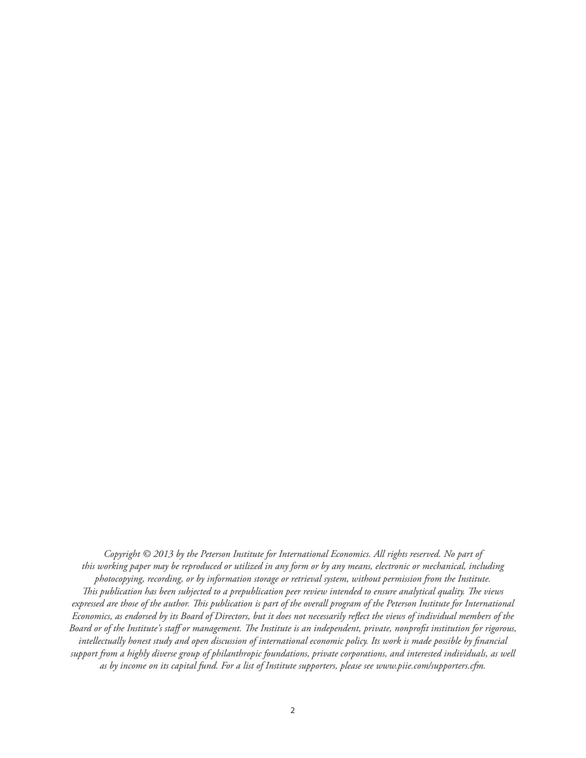*Copyright © 2013 by the Peterson Institute for International Economics. All rights reserved. No part of this working paper may be reproduced or utilized in any form or by any means, electronic or mechanical, including photocopying, recording, or by information storage or retrieval system, without permission from the Institute.*

*This publication has been subjected to a prepublication peer review intended to ensure analytical quality. The views expressed are those of the author. This publication is part of the overall program of the Peterson Institute for International Economics, as endorsed by its Board of Directors, but it does not necessarily reflect the views of individual members of the Board or of the Institute's staff or management. The Institute is an independent, private, nonprofit institution for rigorous, intellectually honest study and open discussion of international economic policy. Its work is made possible by financial support from a highly diverse group of philanthropic foundations, private corporations, and interested individuals, as well as by income on its capital fund. For a list of Institute supporters, please see www.piie.com/supporters.cfm.*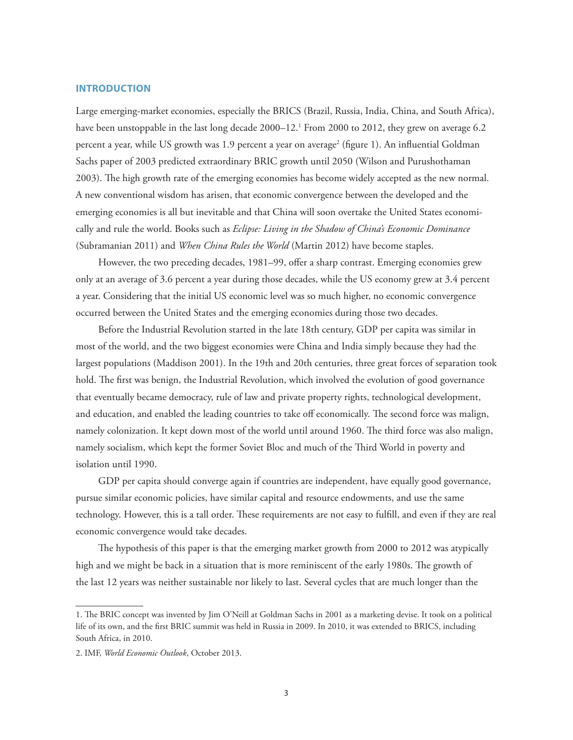## INTRODUCTION

Large emerging-market economies, especially the BRICS (Brazil, Russia, India, China, and South Africa), have been unstoppable in the last long decade 2000–12.[1] From 2000 to 2012, they grew on average 6.2 percent a year, while US growth was 1.9 percent a year on average[2] (figure 1). An influential Goldman Sachs paper of 2003 predicted extraordinary BRIC growth until 2050 (Wilson and Purushothaman 2003). The high growth rate of the emerging economies has become widely accepted as the new normal. A new conventional wisdom has arisen, that economic convergence between the developed and the emerging economies is all but inevitable and that China will soon overtake the United States economically and rule the world. Books such as *Eclipse: Living in the Shadow of China's Economic Dominance* (Subramanian 2011) and *When China Rules the World* (Martin 2012) have become staples.

However, the two preceding decades, 1981–99, offer a sharp contrast. Emerging economies grew only at an average of 3.6 percent a year during those decades, while the US economy grew at 3.4 percent a year. Considering that the initial US economic level was so much higher, no economic convergence occurred between the United States and the emerging economies during those two decades.

Before the Industrial Revolution started in the late 18th century, GDP per capita was similar in most of the world, and the two biggest economies were China and India simply because they had the largest populations (Maddison 2001). In the 19th and 20th centuries, three great forces of separation took hold. The first was benign, the Industrial Revolution, which involved the evolution of good governance that eventually became democracy, rule of law and private property rights, technological development, and education, and enabled the leading countries to take off economically. The second force was malign, namely colonization. It kept down most of the world until around 1960. The third force was also malign, namely socialism, which kept the former Soviet Bloc and much of the Third World in poverty and isolation until 1990.

GDP per capita should converge again if countries are independent, have equally good governance, pursue similar economic policies, have similar capital and resource endowments, and use the same technology. However, this is a tall order. These requirements are not easy to fulfill, and even if they are real economic convergence would take decades.

The hypothesis of this paper is that the emerging market growth from 2000 to 2012 was atypically high and we might be back in a situation that is more reminiscent of the early 1980s. The growth of the last 12 years was neither sustainable nor likely to last. Several cycles that are much longer than the

---

1. The BRIC concept was invented by Jim O'Neill at Goldman Sachs in 2001 as a marketing devise. It took on a political life of its own, and the first BRIC summit was held in Russia in 2009. In 2010, it was extended to BRICS, including South Africa, in 2010.

2. IMF, *World Economic Outlook*, October 2013.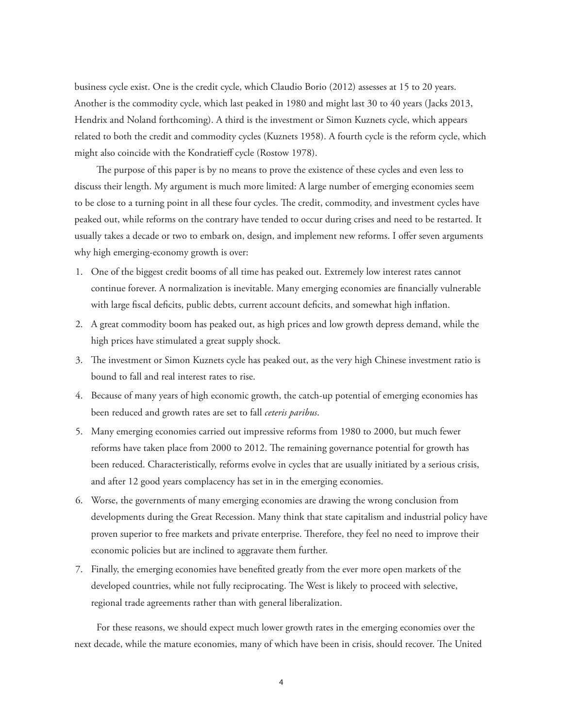business cycle exist. One is the credit cycle, which Claudio Borio (2012) assesses at 15 to 20 years. Another is the commodity cycle, which last peaked in 1980 and might last 30 to 40 years (Jacks 2013, Hendrix and Noland forthcoming). A third is the investment or Simon Kuznets cycle, which appears related to both the credit and commodity cycles (Kuznets 1958). A fourth cycle is the reform cycle, which might also coincide with the Kondratieff cycle (Rostow 1978).

The purpose of this paper is by no means to prove the existence of these cycles and even less to discuss their length. My argument is much more limited: A large number of emerging economies seem to be close to a turning point in all these four cycles. The credit, commodity, and investment cycles have peaked out, while reforms on the contrary have tended to occur during crises and need to be restarted. It usually takes a decade or two to embark on, design, and implement new reforms. I offer seven arguments why high emerging-economy growth is over:

1. One of the biggest credit booms of all time has peaked out. Extremely low interest rates cannot continue forever. A normalization is inevitable. Many emerging economies are financially vulnerable with large fiscal deficits, public debts, current account deficits, and somewhat high inflation.
2. A great commodity boom has peaked out, as high prices and low growth depress demand, while the high prices have stimulated a great supply shock.
3. The investment or Simon Kuznets cycle has peaked out, as the very high Chinese investment ratio is bound to fall and real interest rates to rise.
4. Because of many years of high economic growth, the catch-up potential of emerging economies has been reduced and growth rates are set to fall *ceteris paribus*.
5. Many emerging economies carried out impressive reforms from 1980 to 2000, but much fewer reforms have taken place from 2000 to 2012. The remaining governance potential for growth has been reduced. Characteristically, reforms evolve in cycles that are usually initiated by a serious crisis, and after 12 good years complacency has set in in the emerging economies.
6. Worse, the governments of many emerging economies are drawing the wrong conclusion from developments during the Great Recession. Many think that state capitalism and industrial policy have proven superior to free markets and private enterprise. Therefore, they feel no need to improve their economic policies but are inclined to aggravate them further.
7. Finally, the emerging economies have benefited greatly from the ever more open markets of the developed countries, while not fully reciprocating. The West is likely to proceed with selective, regional trade agreements rather than with general liberalization.

For these reasons, we should expect much lower growth rates in the emerging economies over the next decade, while the mature economies, many of which have been in crisis, should recover. The United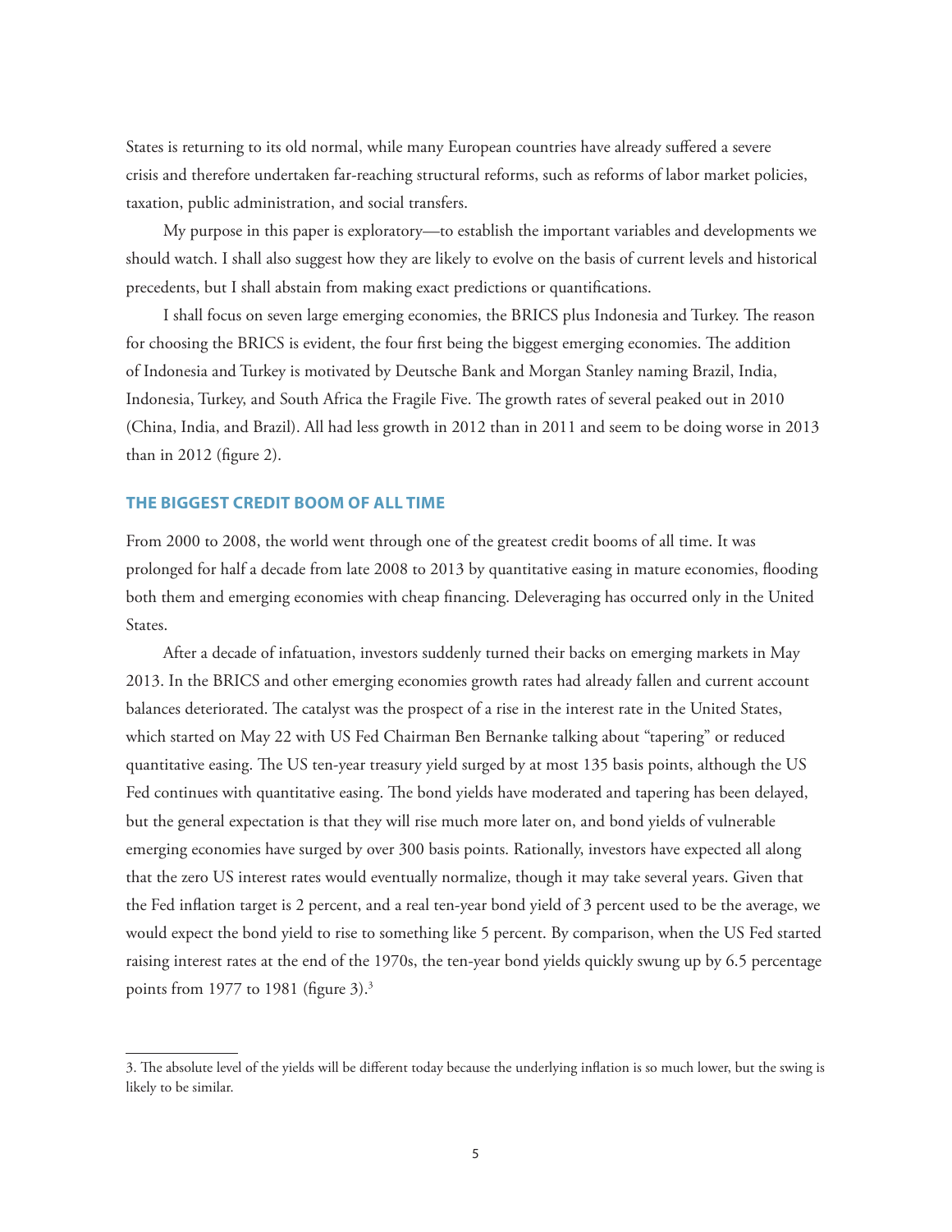States is returning to its old normal, while many European countries have already suffered a severe crisis and therefore undertaken far-reaching structural reforms, such as reforms of labor market policies, taxation, public administration, and social transfers.

My purpose in this paper is exploratory—to establish the important variables and developments we should watch. I shall also suggest how they are likely to evolve on the basis of current levels and historical precedents, but I shall abstain from making exact predictions or quantifications.

I shall focus on seven large emerging economies, the BRICS plus Indonesia and Turkey. The reason for choosing the BRICS is evident, the four first being the biggest emerging economies. The addition of Indonesia and Turkey is motivated by Deutsche Bank and Morgan Stanley naming Brazil, India, Indonesia, Turkey, and South Africa the Fragile Five. The growth rates of several peaked out in 2010 (China, India, and Brazil). All had less growth in 2012 than in 2011 and seem to be doing worse in 2013 than in 2012 (figure 2).

## THE BIGGEST CREDIT BOOM OF ALL TIME

From 2000 to 2008, the world went through one of the greatest credit booms of all time. It was prolonged for half a decade from late 2008 to 2013 by quantitative easing in mature economies, flooding both them and emerging economies with cheap financing. Deleveraging has occurred only in the United States.

After a decade of infatuation, investors suddenly turned their backs on emerging markets in May 2013. In the BRICS and other emerging economies growth rates had already fallen and current account balances deteriorated. The catalyst was the prospect of a rise in the interest rate in the United States, which started on May 22 with US Fed Chairman Ben Bernanke talking about "tapering" or reduced quantitative easing. The US ten-year treasury yield surged by at most 135 basis points, although the US Fed continues with quantitative easing. The bond yields have moderated and tapering has been delayed, but the general expectation is that they will rise much more later on, and bond yields of vulnerable emerging economies have surged by over 300 basis points. Rationally, investors have expected all along that the zero US interest rates would eventually normalize, though it may take several years. Given that the Fed inflation target is 2 percent, and a real ten-year bond yield of 3 percent used to be the average, we would expect the bond yield to rise to something like 5 percent. By comparison, when the US Fed started raising interest rates at the end of the 1970s, the ten-year bond yields quickly swung up by 6.5 percentage points from 1977 to 1981 (figure 3).[3]

3. The absolute level of the yields will be different today because the underlying inflation is so much lower, but the swing is likely to be similar.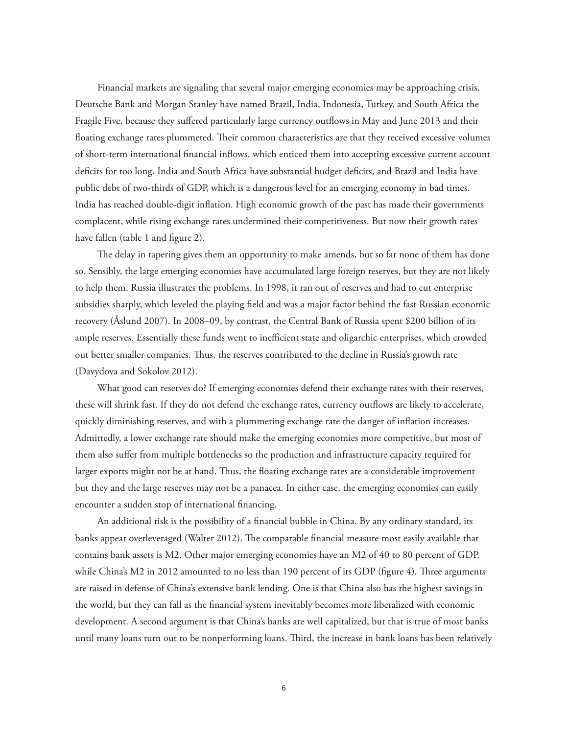Financial markets are signaling that several major emerging economies may be approaching crisis. Deutsche Bank and Morgan Stanley have named Brazil, India, Indonesia, Turkey, and South Africa the Fragile Five, because they suffered particularly large currency outflows in May and June 2013 and their floating exchange rates plummeted. Their common characteristics are that they received excessive volumes of short-term international financial inflows, which enticed them into accepting excessive current account deficits for too long. India and South Africa have substantial budget deficits, and Brazil and India have public debt of two-thirds of GDP, which is a dangerous level for an emerging economy in bad times. India has reached double-digit inflation. High economic growth of the past has made their governments complacent, while rising exchange rates undermined their competitiveness. But now their growth rates have fallen (table 1 and figure 2).

The delay in tapering gives them an opportunity to make amends, but so far none of them has done so. Sensibly, the large emerging economies have accumulated large foreign reserves, but they are not likely to help them. Russia illustrates the problems. In 1998, it ran out of reserves and had to cut enterprise subsidies sharply, which leveled the playing field and was a major factor behind the fast Russian economic recovery (Åslund 2007). In 2008–09, by contrast, the Central Bank of Russia spent $200 billion of its ample reserves. Essentially these funds went to inefficient state and oligarchic enterprises, which crowded out better smaller companies. Thus, the reserves contributed to the decline in Russia's growth rate (Davydova and Sokolov 2012).

What good can reserves do? If emerging economies defend their exchange rates with their reserves, these will shrink fast. If they do not defend the exchange rates, currency outflows are likely to accelerate, quickly diminishing reserves, and with a plummeting exchange rate the danger of inflation increases. Admittedly, a lower exchange rate should make the emerging economies more competitive, but most of them also suffer from multiple bottlenecks so the production and infrastructure capacity required for larger exports might not be at hand. Thus, the floating exchange rates are a considerable improvement but they and the large reserves may not be a panacea. In either case, the emerging economies can easily encounter a sudden stop of international financing.

An additional risk is the possibility of a financial bubble in China. By any ordinary standard, its banks appear overleveraged (Walter 2012). The comparable financial measure most easily available that contains bank assets is M2. Other major emerging economies have an M2 of 40 to 80 percent of GDP, while China's M2 in 2012 amounted to no less than 190 percent of its GDP (figure 4). Three arguments are raised in defense of China's extensive bank lending. One is that China also has the highest savings in the world, but they can fall as the financial system inevitably becomes more liberalized with economic development. A second argument is that China's banks are well capitalized, but that is true of most banks until many loans turn out to be nonperforming loans. Third, the increase in bank loans has been relatively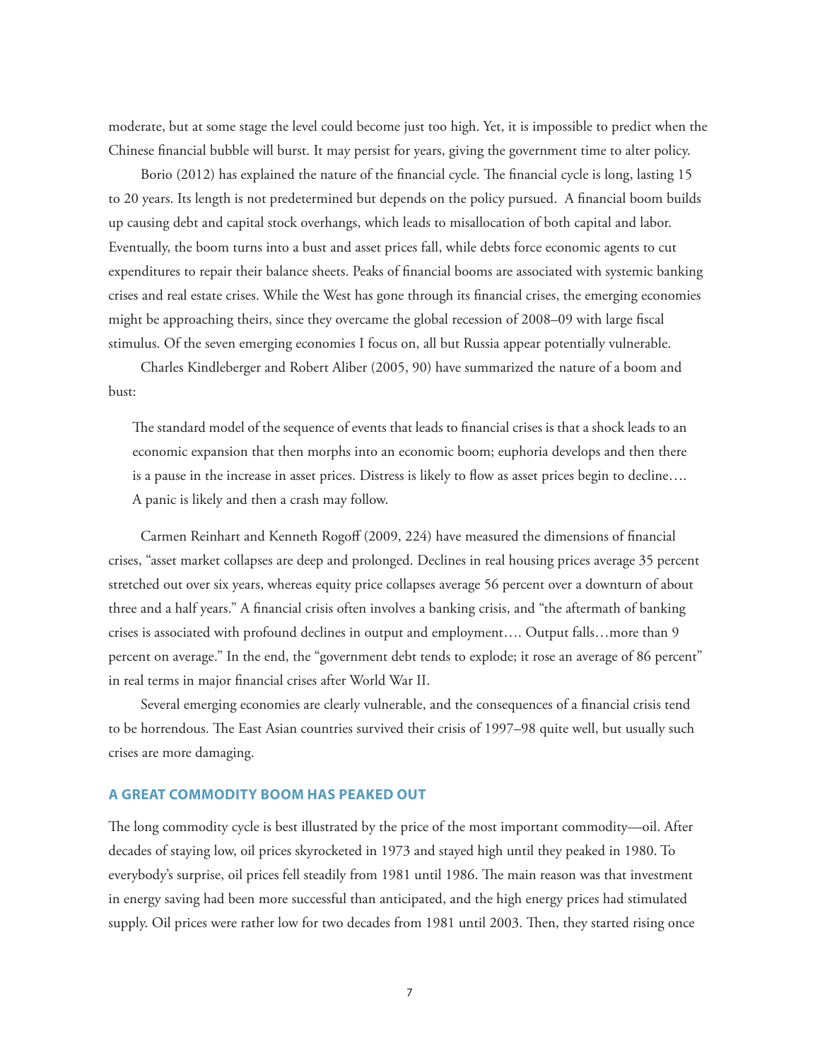moderate, but at some stage the level could become just too high. Yet, it is impossible to predict when the Chinese financial bubble will burst. It may persist for years, giving the government time to alter policy.

Borio (2012) has explained the nature of the financial cycle. The financial cycle is long, lasting 15 to 20 years. Its length is not predetermined but depends on the policy pursued. A financial boom builds up causing debt and capital stock overhangs, which leads to misallocation of both capital and labor. Eventually, the boom turns into a bust and asset prices fall, while debts force economic agents to cut expenditures to repair their balance sheets. Peaks of financial booms are associated with systemic banking crises and real estate crises. While the West has gone through its financial crises, the emerging economies might be approaching theirs, since they overcame the global recession of 2008–09 with large fiscal stimulus. Of the seven emerging economies I focus on, all but Russia appear potentially vulnerable.

Charles Kindleberger and Robert Aliber (2005, 90) have summarized the nature of a boom and bust:

> The standard model of the sequence of events that leads to financial crises is that a shock leads to an economic expansion that then morphs into an economic boom; euphoria develops and then there is a pause in the increase in asset prices. Distress is likely to flow as asset prices begin to decline…. A panic is likely and then a crash may follow.

Carmen Reinhart and Kenneth Rogoff (2009, 224) have measured the dimensions of financial crises, "asset market collapses are deep and prolonged. Declines in real housing prices average 35 percent stretched out over six years, whereas equity price collapses average 56 percent over a downturn of about three and a half years." A financial crisis often involves a banking crisis, and "the aftermath of banking crises is associated with profound declines in output and employment…. Output falls…more than 9 percent on average." In the end, the "government debt tends to explode; it rose an average of 86 percent" in real terms in major financial crises after World War II.

Several emerging economies are clearly vulnerable, and the consequences of a financial crisis tend to be horrendous. The East Asian countries survived their crisis of 1997–98 quite well, but usually such crises are more damaging.

## A GREAT COMMODITY BOOM HAS PEAKED OUT

The long commodity cycle is best illustrated by the price of the most important commodity—oil. After decades of staying low, oil prices skyrocketed in 1973 and stayed high until they peaked in 1980. To everybody's surprise, oil prices fell steadily from 1981 until 1986. The main reason was that investment in energy saving had been more successful than anticipated, and the high energy prices had stimulated supply. Oil prices were rather low for two decades from 1981 until 2003. Then, they started rising once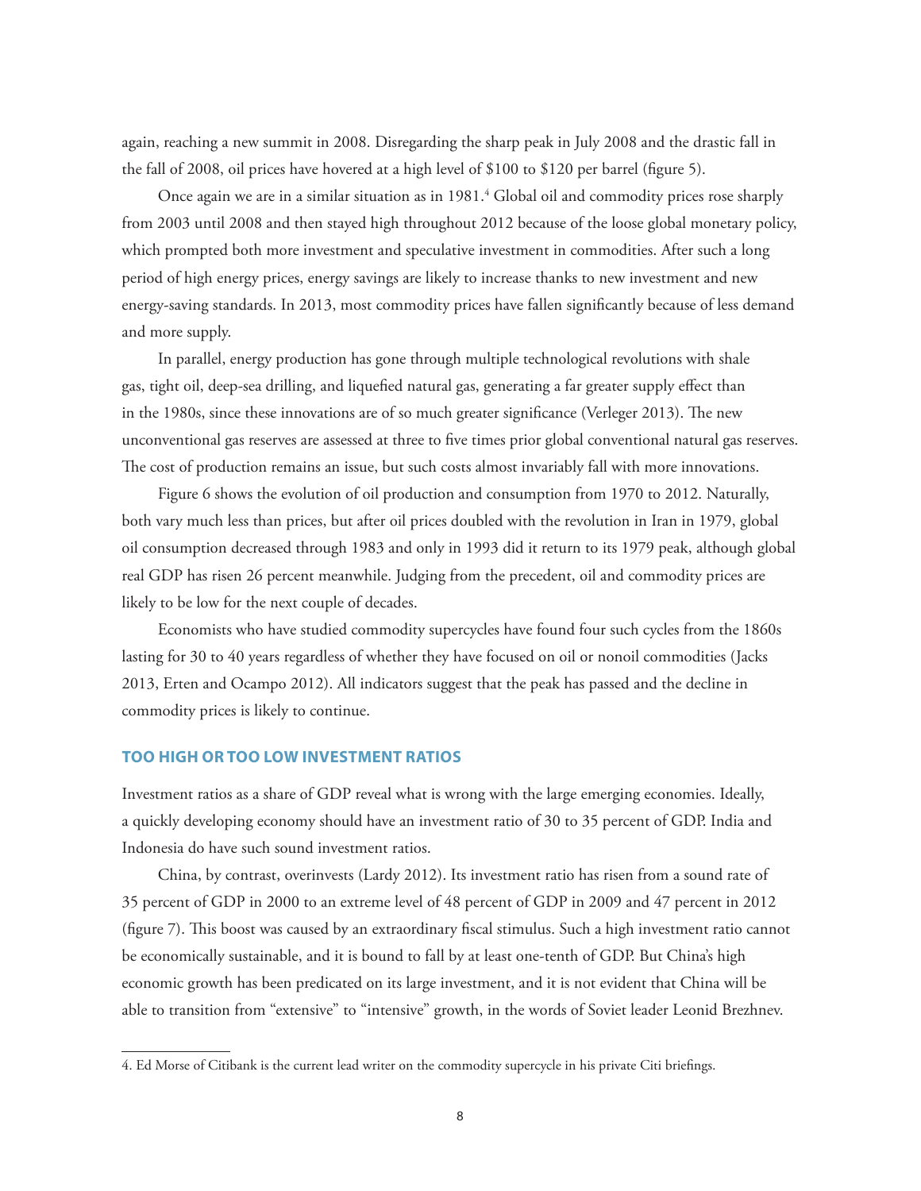again, reaching a new summit in 2008. Disregarding the sharp peak in July 2008 and the drastic fall in the fall of 2008, oil prices have hovered at a high level of $100 to $120 per barrel (figure 5).

Once again we are in a similar situation as in 1981.[4] Global oil and commodity prices rose sharply from 2003 until 2008 and then stayed high throughout 2012 because of the loose global monetary policy, which prompted both more investment and speculative investment in commodities. After such a long period of high energy prices, energy savings are likely to increase thanks to new investment and new energy-saving standards. In 2013, most commodity prices have fallen significantly because of less demand and more supply.

In parallel, energy production has gone through multiple technological revolutions with shale gas, tight oil, deep-sea drilling, and liquefied natural gas, generating a far greater supply effect than in the 1980s, since these innovations are of so much greater significance (Verleger 2013). The new unconventional gas reserves are assessed at three to five times prior global conventional natural gas reserves. The cost of production remains an issue, but such costs almost invariably fall with more innovations.

Figure 6 shows the evolution of oil production and consumption from 1970 to 2012. Naturally, both vary much less than prices, but after oil prices doubled with the revolution in Iran in 1979, global oil consumption decreased through 1983 and only in 1993 did it return to its 1979 peak, although global real GDP has risen 26 percent meanwhile. Judging from the precedent, oil and commodity prices are likely to be low for the next couple of decades.

Economists who have studied commodity supercycles have found four such cycles from the 1860s lasting for 30 to 40 years regardless of whether they have focused on oil or nonoil commodities (Jacks 2013, Erten and Ocampo 2012). All indicators suggest that the peak has passed and the decline in commodity prices is likely to continue.

## TOO HIGH OR TOO LOW INVESTMENT RATIOS

Investment ratios as a share of GDP reveal what is wrong with the large emerging economies. Ideally, a quickly developing economy should have an investment ratio of 30 to 35 percent of GDP. India and Indonesia do have such sound investment ratios.

China, by contrast, overinvests (Lardy 2012). Its investment ratio has risen from a sound rate of 35 percent of GDP in 2000 to an extreme level of 48 percent of GDP in 2009 and 47 percent in 2012 (figure 7). This boost was caused by an extraordinary fiscal stimulus. Such a high investment ratio cannot be economically sustainable, and it is bound to fall by at least one-tenth of GDP. But China's high economic growth has been predicated on its large investment, and it is not evident that China will be able to transition from "extensive" to "intensive" growth, in the words of Soviet leader Leonid Brezhnev.

---

4. Ed Morse of Citibank is the current lead writer on the commodity supercycle in his private Citi briefings.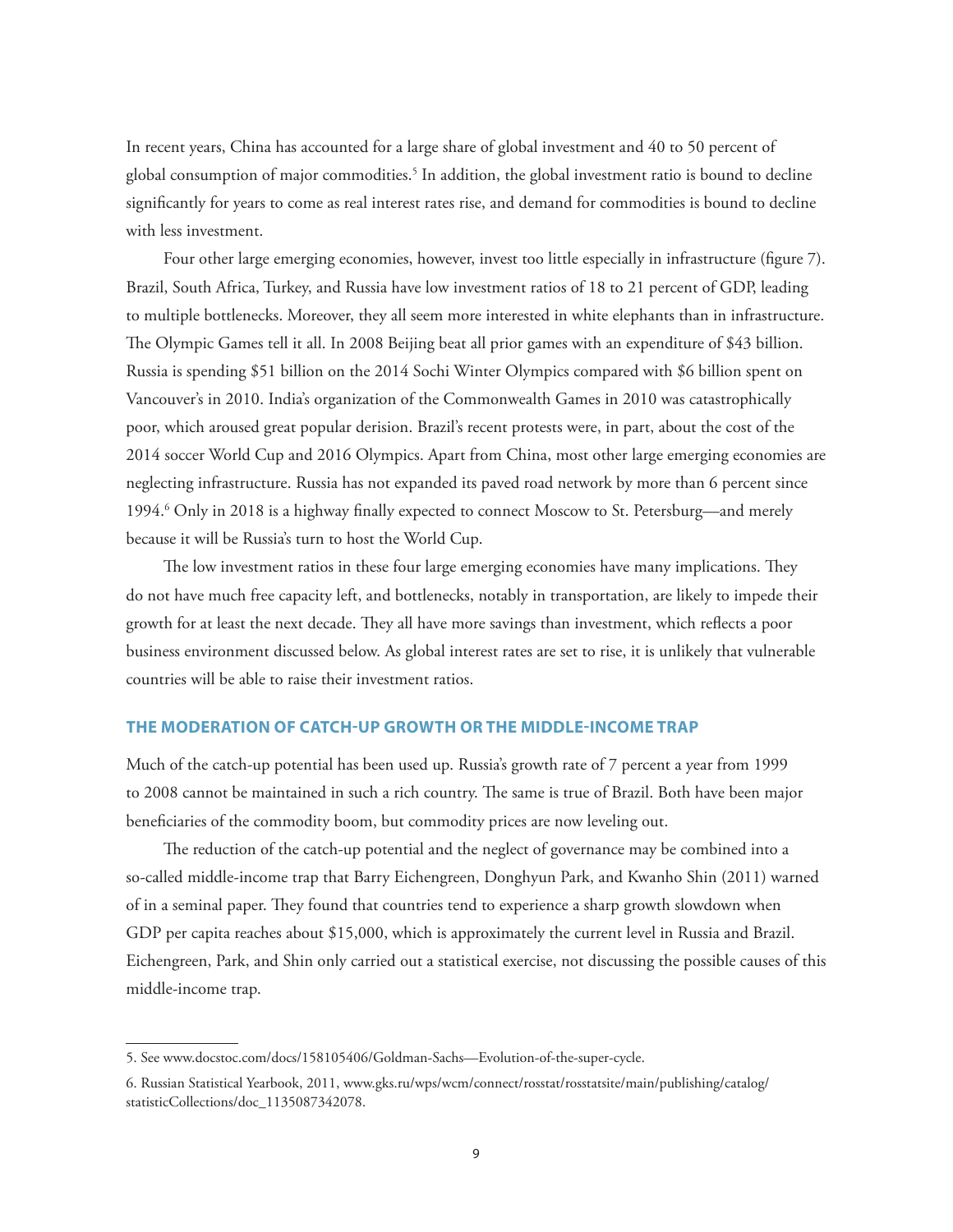In recent years, China has accounted for a large share of global investment and 40 to 50 percent of global consumption of major commodities.[5] In addition, the global investment ratio is bound to decline significantly for years to come as real interest rates rise, and demand for commodities is bound to decline with less investment.

Four other large emerging economies, however, invest too little especially in infrastructure (figure 7). Brazil, South Africa, Turkey, and Russia have low investment ratios of 18 to 21 percent of GDP, leading to multiple bottlenecks. Moreover, they all seem more interested in white elephants than in infrastructure. The Olympic Games tell it all. In 2008 Beijing beat all prior games with an expenditure of $43 billion. Russia is spending $51 billion on the 2014 Sochi Winter Olympics compared with $6 billion spent on Vancouver's in 2010. India's organization of the Commonwealth Games in 2010 was catastrophically poor, which aroused great popular derision. Brazil's recent protests were, in part, about the cost of the 2014 soccer World Cup and 2016 Olympics. Apart from China, most other large emerging economies are neglecting infrastructure. Russia has not expanded its paved road network by more than 6 percent since 1994.[6] Only in 2018 is a highway finally expected to connect Moscow to St. Petersburg—and merely because it will be Russia's turn to host the World Cup.

The low investment ratios in these four large emerging economies have many implications. They do not have much free capacity left, and bottlenecks, notably in transportation, are likely to impede their growth for at least the next decade. They all have more savings than investment, which reflects a poor business environment discussed below. As global interest rates are set to rise, it is unlikely that vulnerable countries will be able to raise their investment ratios.

## THE MODERATION OF CATCH-UP GROWTH OR THE MIDDLE-INCOME TRAP

Much of the catch-up potential has been used up. Russia's growth rate of 7 percent a year from 1999 to 2008 cannot be maintained in such a rich country. The same is true of Brazil. Both have been major beneficiaries of the commodity boom, but commodity prices are now leveling out.

The reduction of the catch-up potential and the neglect of governance may be combined into a so-called middle-income trap that Barry Eichengreen, Donghyun Park, and Kwanho Shin (2011) warned of in a seminal paper. They found that countries tend to experience a sharp growth slowdown when GDP per capita reaches about $15,000, which is approximately the current level in Russia and Brazil. Eichengreen, Park, and Shin only carried out a statistical exercise, not discussing the possible causes of this middle-income trap.

---

5. See www.docstoc.com/docs/158105406/Goldman-Sachs—Evolution-of-the-super-cycle.

6. Russian Statistical Yearbook, 2011, www.gks.ru/wps/wcm/connect/rosstat/rosstatsite/main/publishing/catalog/statisticCollections/doc_1135087342078.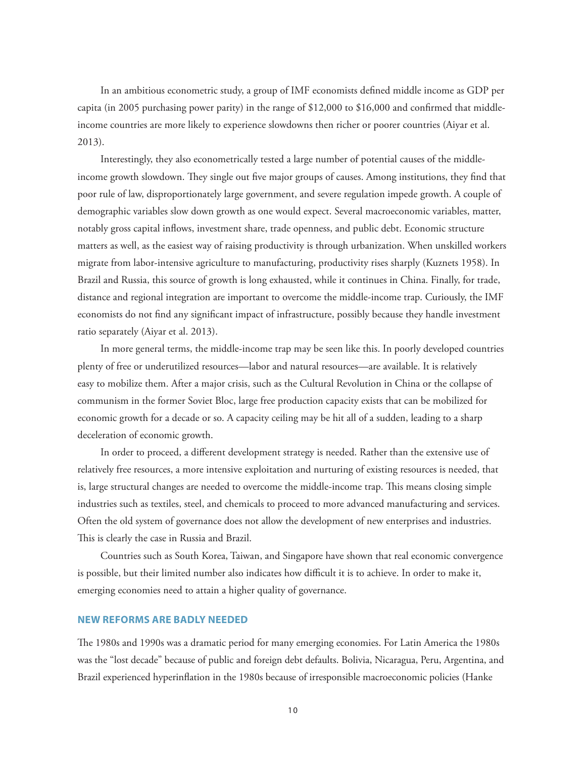In an ambitious econometric study, a group of IMF economists defined middle income as GDP per capita (in 2005 purchasing power parity) in the range of $12,000 to $16,000 and confirmed that middle-income countries are more likely to experience slowdowns then richer or poorer countries (Aiyar et al. 2013).

Interestingly, they also econometrically tested a large number of potential causes of the middle-income growth slowdown. They single out five major groups of causes. Among institutions, they find that poor rule of law, disproportionately large government, and severe regulation impede growth. A couple of demographic variables slow down growth as one would expect. Several macroeconomic variables, matter, notably gross capital inflows, investment share, trade openness, and public debt. Economic structure matters as well, as the easiest way of raising productivity is through urbanization. When unskilled workers migrate from labor-intensive agriculture to manufacturing, productivity rises sharply (Kuznets 1958). In Brazil and Russia, this source of growth is long exhausted, while it continues in China. Finally, for trade, distance and regional integration are important to overcome the middle-income trap. Curiously, the IMF economists do not find any significant impact of infrastructure, possibly because they handle investment ratio separately (Aiyar et al. 2013).

In more general terms, the middle-income trap may be seen like this. In poorly developed countries plenty of free or underutilized resources—labor and natural resources—are available. It is relatively easy to mobilize them. After a major crisis, such as the Cultural Revolution in China or the collapse of communism in the former Soviet Bloc, large free production capacity exists that can be mobilized for economic growth for a decade or so. A capacity ceiling may be hit all of a sudden, leading to a sharp deceleration of economic growth.

In order to proceed, a different development strategy is needed. Rather than the extensive use of relatively free resources, a more intensive exploitation and nurturing of existing resources is needed, that is, large structural changes are needed to overcome the middle-income trap. This means closing simple industries such as textiles, steel, and chemicals to proceed to more advanced manufacturing and services. Often the old system of governance does not allow the development of new enterprises and industries. This is clearly the case in Russia and Brazil.

Countries such as South Korea, Taiwan, and Singapore have shown that real economic convergence is possible, but their limited number also indicates how difficult it is to achieve. In order to make it, emerging economies need to attain a higher quality of governance.

## NEW REFORMS ARE BADLY NEEDED

The 1980s and 1990s was a dramatic period for many emerging economies. For Latin America the 1980s was the "lost decade" because of public and foreign debt defaults. Bolivia, Nicaragua, Peru, Argentina, and Brazil experienced hyperinflation in the 1980s because of irresponsible macroeconomic policies (Hanke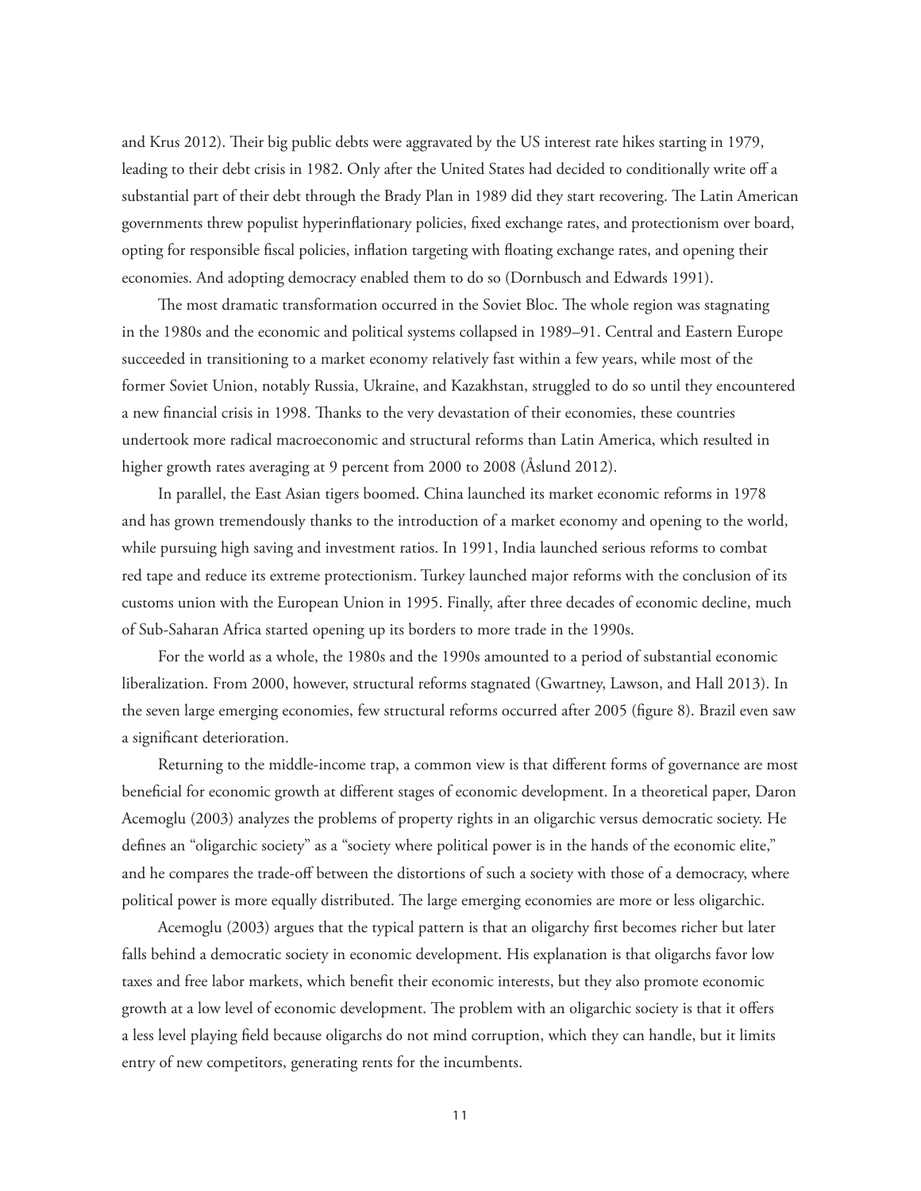and Krus 2012). Their big public debts were aggravated by the US interest rate hikes starting in 1979, leading to their debt crisis in 1982. Only after the United States had decided to conditionally write off a substantial part of their debt through the Brady Plan in 1989 did they start recovering. The Latin American governments threw populist hyperinflationary policies, fixed exchange rates, and protectionism over board, opting for responsible fiscal policies, inflation targeting with floating exchange rates, and opening their economies. And adopting democracy enabled them to do so (Dornbusch and Edwards 1991).

The most dramatic transformation occurred in the Soviet Bloc. The whole region was stagnating in the 1980s and the economic and political systems collapsed in 1989–91. Central and Eastern Europe succeeded in transitioning to a market economy relatively fast within a few years, while most of the former Soviet Union, notably Russia, Ukraine, and Kazakhstan, struggled to do so until they encountered a new financial crisis in 1998. Thanks to the very devastation of their economies, these countries undertook more radical macroeconomic and structural reforms than Latin America, which resulted in higher growth rates averaging at 9 percent from 2000 to 2008 (Åslund 2012).

In parallel, the East Asian tigers boomed. China launched its market economic reforms in 1978 and has grown tremendously thanks to the introduction of a market economy and opening to the world, while pursuing high saving and investment ratios. In 1991, India launched serious reforms to combat red tape and reduce its extreme protectionism. Turkey launched major reforms with the conclusion of its customs union with the European Union in 1995. Finally, after three decades of economic decline, much of Sub-Saharan Africa started opening up its borders to more trade in the 1990s.

For the world as a whole, the 1980s and the 1990s amounted to a period of substantial economic liberalization. From 2000, however, structural reforms stagnated (Gwartney, Lawson, and Hall 2013). In the seven large emerging economies, few structural reforms occurred after 2005 (figure 8). Brazil even saw a significant deterioration.

Returning to the middle-income trap, a common view is that different forms of governance are most beneficial for economic growth at different stages of economic development. In a theoretical paper, Daron Acemoglu (2003) analyzes the problems of property rights in an oligarchic versus democratic society. He defines an "oligarchic society" as a "society where political power is in the hands of the economic elite," and he compares the trade-off between the distortions of such a society with those of a democracy, where political power is more equally distributed. The large emerging economies are more or less oligarchic.

Acemoglu (2003) argues that the typical pattern is that an oligarchy first becomes richer but later falls behind a democratic society in economic development. His explanation is that oligarchs favor low taxes and free labor markets, which benefit their economic interests, but they also promote economic growth at a low level of economic development. The problem with an oligarchic society is that it offers a less level playing field because oligarchs do not mind corruption, which they can handle, but it limits entry of new competitors, generating rents for the incumbents.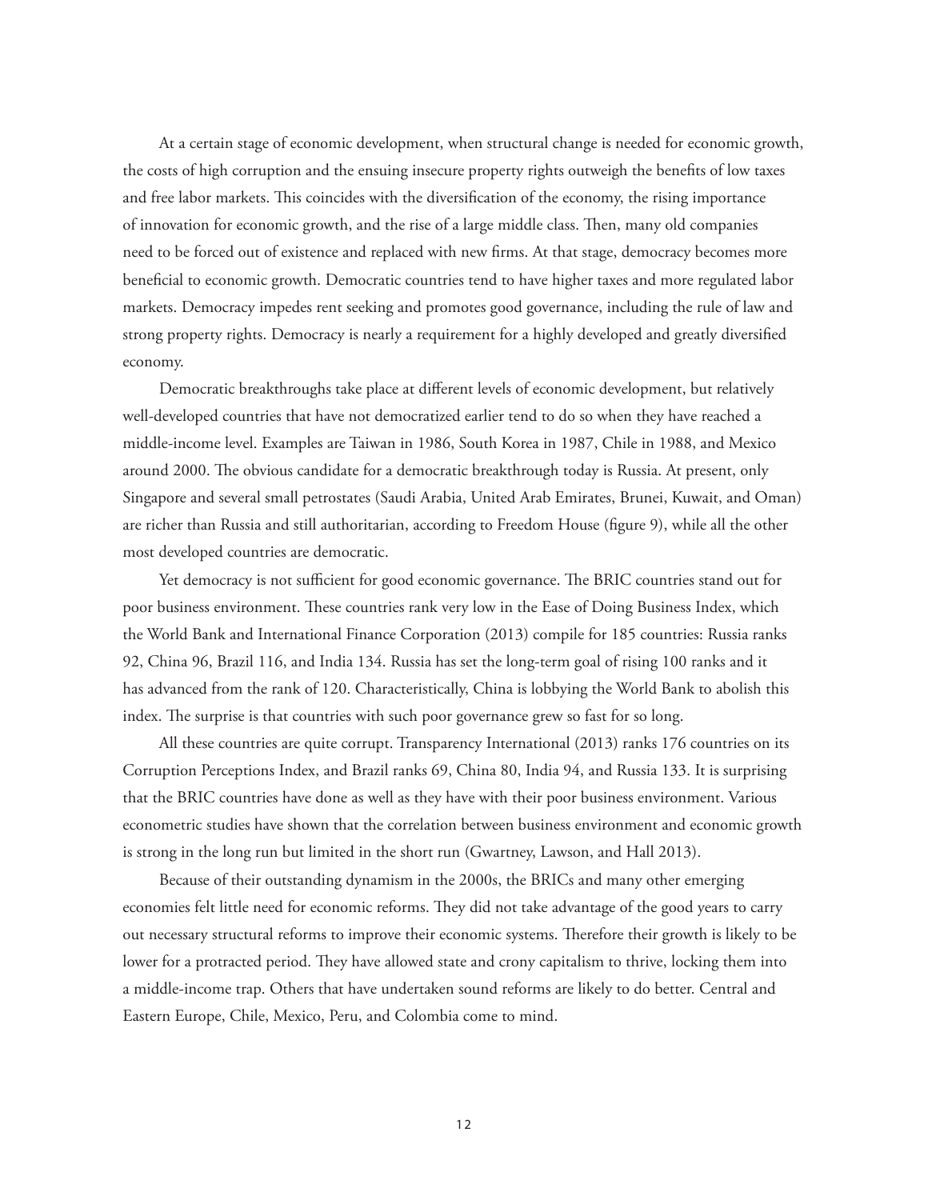At a certain stage of economic development, when structural change is needed for economic growth, the costs of high corruption and the ensuing insecure property rights outweigh the benefits of low taxes and free labor markets. This coincides with the diversification of the economy, the rising importance of innovation for economic growth, and the rise of a large middle class. Then, many old companies need to be forced out of existence and replaced with new firms. At that stage, democracy becomes more beneficial to economic growth. Democratic countries tend to have higher taxes and more regulated labor markets. Democracy impedes rent seeking and promotes good governance, including the rule of law and strong property rights. Democracy is nearly a requirement for a highly developed and greatly diversified economy.

Democratic breakthroughs take place at different levels of economic development, but relatively well-developed countries that have not democratized earlier tend to do so when they have reached a middle-income level. Examples are Taiwan in 1986, South Korea in 1987, Chile in 1988, and Mexico around 2000. The obvious candidate for a democratic breakthrough today is Russia. At present, only Singapore and several small petrostates (Saudi Arabia, United Arab Emirates, Brunei, Kuwait, and Oman) are richer than Russia and still authoritarian, according to Freedom House (figure 9), while all the other most developed countries are democratic.

Yet democracy is not sufficient for good economic governance. The BRIC countries stand out for poor business environment. These countries rank very low in the Ease of Doing Business Index, which the World Bank and International Finance Corporation (2013) compile for 185 countries: Russia ranks 92, China 96, Brazil 116, and India 134. Russia has set the long-term goal of rising 100 ranks and it has advanced from the rank of 120. Characteristically, China is lobbying the World Bank to abolish this index. The surprise is that countries with such poor governance grew so fast for so long.

All these countries are quite corrupt. Transparency International (2013) ranks 176 countries on its Corruption Perceptions Index, and Brazil ranks 69, China 80, India 94, and Russia 133. It is surprising that the BRIC countries have done as well as they have with their poor business environment. Various econometric studies have shown that the correlation between business environment and economic growth is strong in the long run but limited in the short run (Gwartney, Lawson, and Hall 2013).

Because of their outstanding dynamism in the 2000s, the BRICs and many other emerging economies felt little need for economic reforms. They did not take advantage of the good years to carry out necessary structural reforms to improve their economic systems. Therefore their growth is likely to be lower for a protracted period. They have allowed state and crony capitalism to thrive, locking them into a middle-income trap. Others that have undertaken sound reforms are likely to do better. Central and Eastern Europe, Chile, Mexico, Peru, and Colombia come to mind.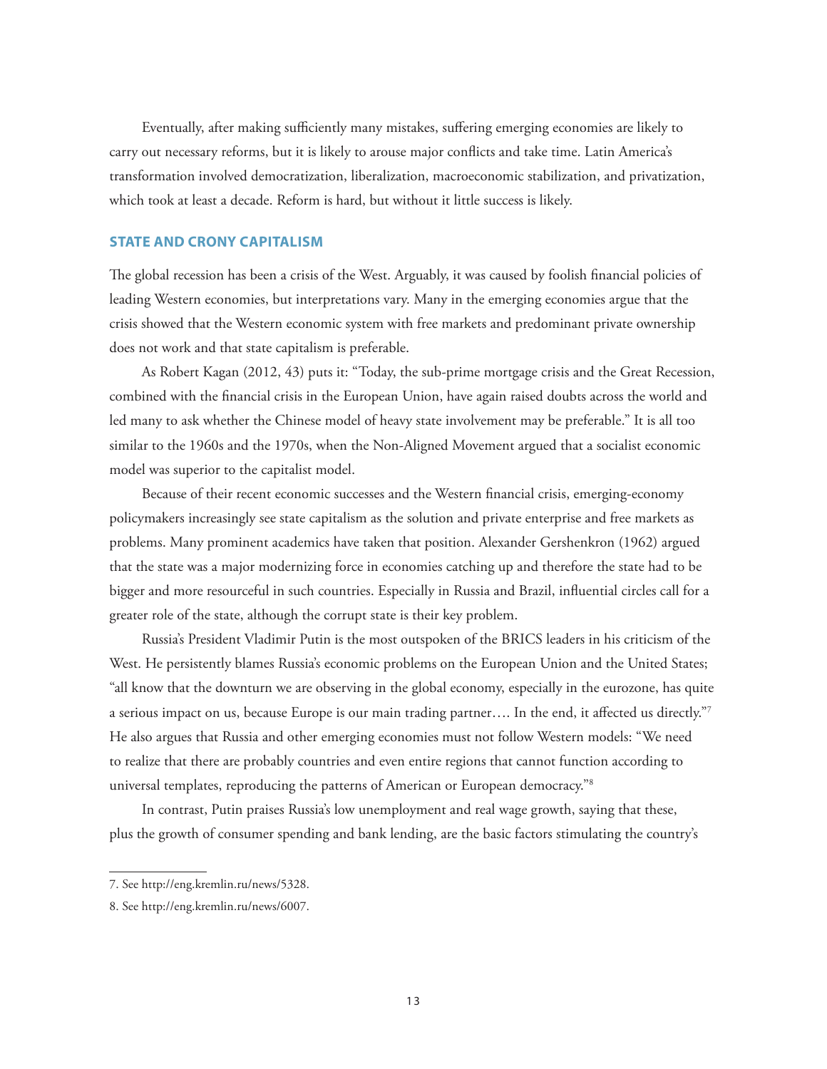Eventually, after making sufficiently many mistakes, suffering emerging economies are likely to carry out necessary reforms, but it is likely to arouse major conflicts and take time. Latin America's transformation involved democratization, liberalization, macroeconomic stabilization, and privatization, which took at least a decade. Reform is hard, but without it little success is likely.

## STATE AND CRONY CAPITALISM

The global recession has been a crisis of the West. Arguably, it was caused by foolish financial policies of leading Western economies, but interpretations vary. Many in the emerging economies argue that the crisis showed that the Western economic system with free markets and predominant private ownership does not work and that state capitalism is preferable.

As Robert Kagan (2012, 43) puts it: "Today, the sub-prime mortgage crisis and the Great Recession, combined with the financial crisis in the European Union, have again raised doubts across the world and led many to ask whether the Chinese model of heavy state involvement may be preferable." It is all too similar to the 1960s and the 1970s, when the Non-Aligned Movement argued that a socialist economic model was superior to the capitalist model.

Because of their recent economic successes and the Western financial crisis, emerging-economy policymakers increasingly see state capitalism as the solution and private enterprise and free markets as problems. Many prominent academics have taken that position. Alexander Gershenkron (1962) argued that the state was a major modernizing force in economies catching up and therefore the state had to be bigger and more resourceful in such countries. Especially in Russia and Brazil, influential circles call for a greater role of the state, although the corrupt state is their key problem.

Russia's President Vladimir Putin is the most outspoken of the BRICS leaders in his criticism of the West. He persistently blames Russia's economic problems on the European Union and the United States; "all know that the downturn we are observing in the global economy, especially in the eurozone, has quite a serious impact on us, because Europe is our main trading partner…. In the end, it affected us directly."[7] He also argues that Russia and other emerging economies must not follow Western models: "We need to realize that there are probably countries and even entire regions that cannot function according to universal templates, reproducing the patterns of American or European democracy."[8]

In contrast, Putin praises Russia's low unemployment and real wage growth, saying that these, plus the growth of consumer spending and bank lending, are the basic factors stimulating the country's

---

7. See http://eng.kremlin.ru/news/5328.

8. See http://eng.kremlin.ru/news/6007.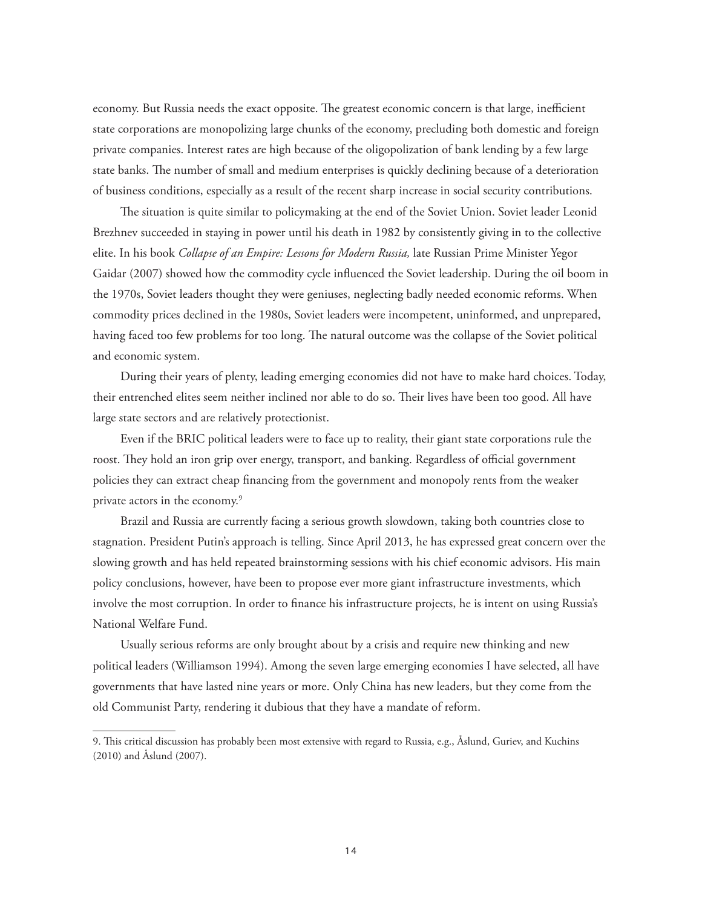economy. But Russia needs the exact opposite. The greatest economic concern is that large, inefficient state corporations are monopolizing large chunks of the economy, precluding both domestic and foreign private companies. Interest rates are high because of the oligopolization of bank lending by a few large state banks. The number of small and medium enterprises is quickly declining because of a deterioration of business conditions, especially as a result of the recent sharp increase in social security contributions.

The situation is quite similar to policymaking at the end of the Soviet Union. Soviet leader Leonid Brezhnev succeeded in staying in power until his death in 1982 by consistently giving in to the collective elite. In his book *Collapse of an Empire: Lessons for Modern Russia,* late Russian Prime Minister Yegor Gaidar (2007) showed how the commodity cycle influenced the Soviet leadership. During the oil boom in the 1970s, Soviet leaders thought they were geniuses, neglecting badly needed economic reforms. When commodity prices declined in the 1980s, Soviet leaders were incompetent, uninformed, and unprepared, having faced too few problems for too long. The natural outcome was the collapse of the Soviet political and economic system.

During their years of plenty, leading emerging economies did not have to make hard choices. Today, their entrenched elites seem neither inclined nor able to do so. Their lives have been too good. All have large state sectors and are relatively protectionist.

Even if the BRIC political leaders were to face up to reality, their giant state corporations rule the roost. They hold an iron grip over energy, transport, and banking. Regardless of official government policies they can extract cheap financing from the government and monopoly rents from the weaker private actors in the economy.[9]

Brazil and Russia are currently facing a serious growth slowdown, taking both countries close to stagnation. President Putin's approach is telling. Since April 2013, he has expressed great concern over the slowing growth and has held repeated brainstorming sessions with his chief economic advisors. His main policy conclusions, however, have been to propose ever more giant infrastructure investments, which involve the most corruption. In order to finance his infrastructure projects, he is intent on using Russia's National Welfare Fund.

Usually serious reforms are only brought about by a crisis and require new thinking and new political leaders (Williamson 1994). Among the seven large emerging economies I have selected, all have governments that have lasted nine years or more. Only China has new leaders, but they come from the old Communist Party, rendering it dubious that they have a mandate of reform.

9. This critical discussion has probably been most extensive with regard to Russia, e.g., Åslund, Guriev, and Kuchins (2010) and Åslund (2007).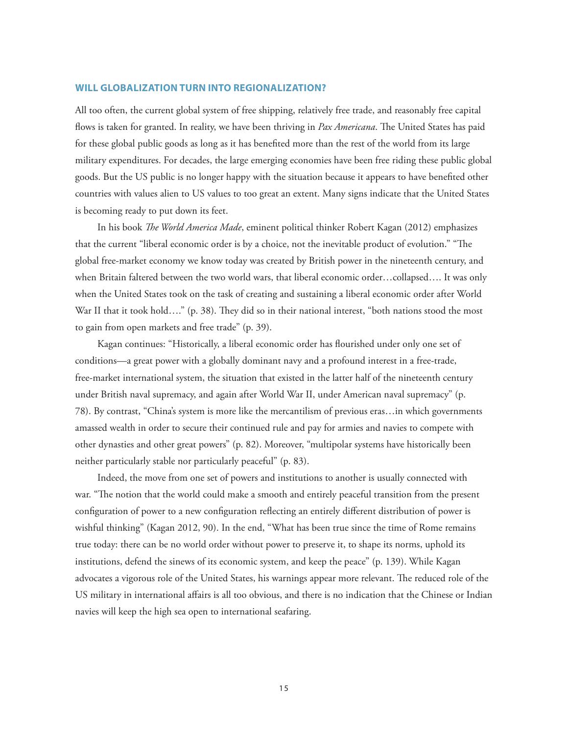## WILL GLOBALIZATION TURN INTO REGIONALIZATION?

All too often, the current global system of free shipping, relatively free trade, and reasonably free capital flows is taken for granted. In reality, we have been thriving in *Pax Americana*. The United States has paid for these global public goods as long as it has benefited more than the rest of the world from its large military expenditures. For decades, the large emerging economies have been free riding these public global goods. But the US public is no longer happy with the situation because it appears to have benefited other countries with values alien to US values to too great an extent. Many signs indicate that the United States is becoming ready to put down its feet.

In his book *The World America Made*, eminent political thinker Robert Kagan (2012) emphasizes that the current "liberal economic order is by a choice, not the inevitable product of evolution." "The global free-market economy we know today was created by British power in the nineteenth century, and when Britain faltered between the two world wars, that liberal economic order…collapsed…. It was only when the United States took on the task of creating and sustaining a liberal economic order after World War II that it took hold…." (p. 38). They did so in their national interest, "both nations stood the most to gain from open markets and free trade" (p. 39).

Kagan continues: "Historically, a liberal economic order has flourished under only one set of conditions—a great power with a globally dominant navy and a profound interest in a free-trade, free-market international system, the situation that existed in the latter half of the nineteenth century under British naval supremacy, and again after World War II, under American naval supremacy" (p. 78). By contrast, "China's system is more like the mercantilism of previous eras…in which governments amassed wealth in order to secure their continued rule and pay for armies and navies to compete with other dynasties and other great powers" (p. 82). Moreover, "multipolar systems have historically been neither particularly stable nor particularly peaceful" (p. 83).

Indeed, the move from one set of powers and institutions to another is usually connected with war. "The notion that the world could make a smooth and entirely peaceful transition from the present configuration of power to a new configuration reflecting an entirely different distribution of power is wishful thinking" (Kagan 2012, 90). In the end, "What has been true since the time of Rome remains true today: there can be no world order without power to preserve it, to shape its norms, uphold its institutions, defend the sinews of its economic system, and keep the peace" (p. 139). While Kagan advocates a vigorous role of the United States, his warnings appear more relevant. The reduced role of the US military in international affairs is all too obvious, and there is no indication that the Chinese or Indian navies will keep the high sea open to international seafaring.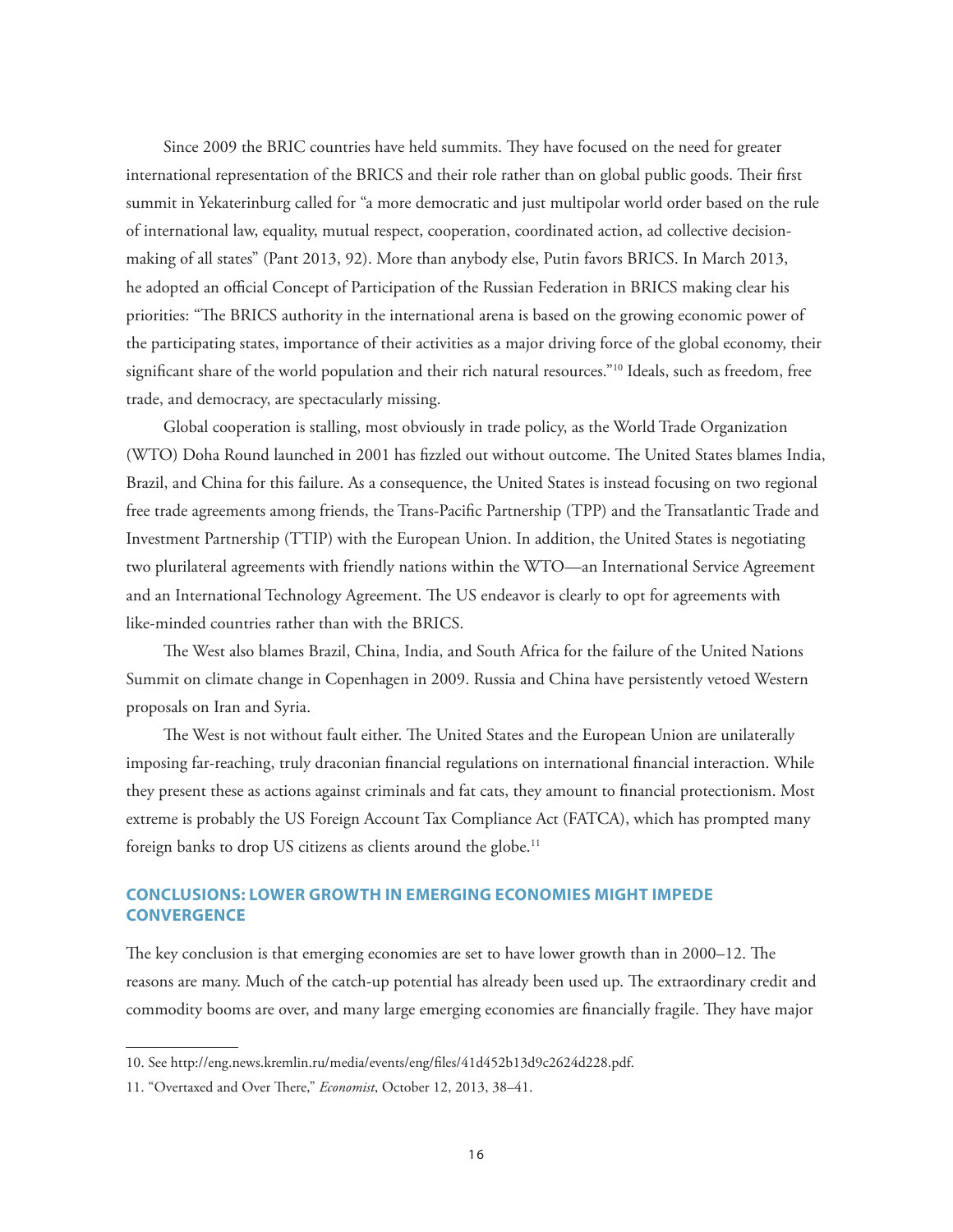Since 2009 the BRIC countries have held summits. They have focused on the need for greater international representation of the BRICS and their role rather than on global public goods. Their first summit in Yekaterinburg called for "a more democratic and just multipolar world order based on the rule of international law, equality, mutual respect, cooperation, coordinated action, ad collective decision-making of all states" (Pant 2013, 92). More than anybody else, Putin favors BRICS. In March 2013, he adopted an official Concept of Participation of the Russian Federation in BRICS making clear his priorities: "The BRICS authority in the international arena is based on the growing economic power of the participating states, importance of their activities as a major driving force of the global economy, their significant share of the world population and their rich natural resources."[10] Ideals, such as freedom, free trade, and democracy, are spectacularly missing.

Global cooperation is stalling, most obviously in trade policy, as the World Trade Organization (WTO) Doha Round launched in 2001 has fizzled out without outcome. The United States blames India, Brazil, and China for this failure. As a consequence, the United States is instead focusing on two regional free trade agreements among friends, the Trans-Pacific Partnership (TPP) and the Transatlantic Trade and Investment Partnership (TTIP) with the European Union. In addition, the United States is negotiating two plurilateral agreements with friendly nations within the WTO—an International Service Agreement and an International Technology Agreement. The US endeavor is clearly to opt for agreements with like-minded countries rather than with the BRICS.

The West also blames Brazil, China, India, and South Africa for the failure of the United Nations Summit on climate change in Copenhagen in 2009. Russia and China have persistently vetoed Western proposals on Iran and Syria.

The West is not without fault either. The United States and the European Union are unilaterally imposing far-reaching, truly draconian financial regulations on international financial interaction. While they present these as actions against criminals and fat cats, they amount to financial protectionism. Most extreme is probably the US Foreign Account Tax Compliance Act (FATCA), which has prompted many foreign banks to drop US citizens as clients around the globe.[11]

## CONCLUSIONS: LOWER GROWTH IN EMERGING ECONOMIES MIGHT IMPEDE CONVERGENCE

The key conclusion is that emerging economies are set to have lower growth than in 2000–12. The reasons are many. Much of the catch-up potential has already been used up. The extraordinary credit and commodity booms are over, and many large emerging economies are financially fragile. They have major

10. See http://eng.news.kremlin.ru/media/events/eng/files/41d452b13d9c2624d228.pdf.

11. "Overtaxed and Over There," *Economist*, October 12, 2013, 38–41.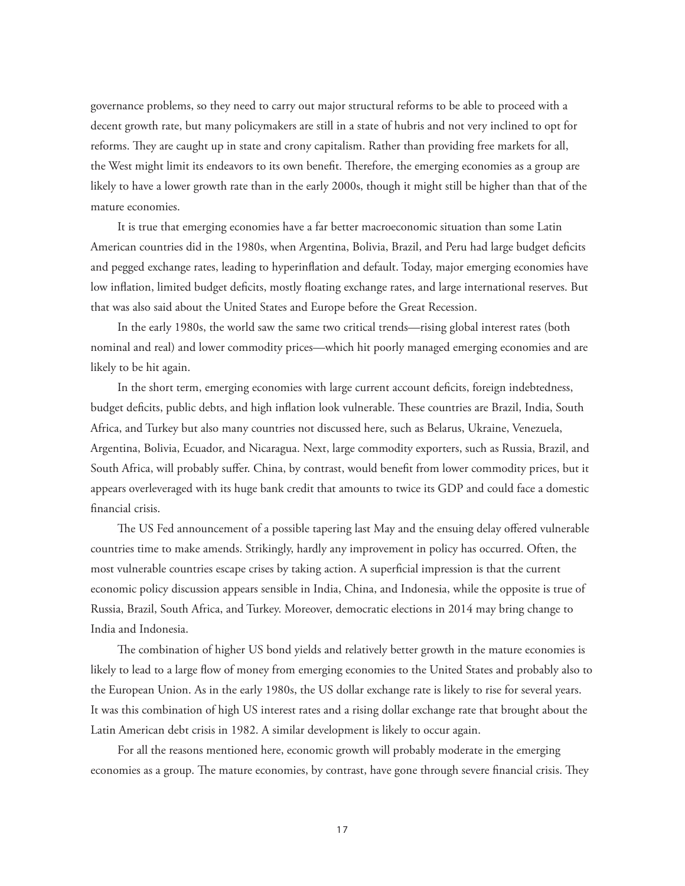governance problems, so they need to carry out major structural reforms to be able to proceed with a decent growth rate, but many policymakers are still in a state of hubris and not very inclined to opt for reforms. They are caught up in state and crony capitalism. Rather than providing free markets for all, the West might limit its endeavors to its own benefit. Therefore, the emerging economies as a group are likely to have a lower growth rate than in the early 2000s, though it might still be higher than that of the mature economies.

It is true that emerging economies have a far better macroeconomic situation than some Latin American countries did in the 1980s, when Argentina, Bolivia, Brazil, and Peru had large budget deficits and pegged exchange rates, leading to hyperinflation and default. Today, major emerging economies have low inflation, limited budget deficits, mostly floating exchange rates, and large international reserves. But that was also said about the United States and Europe before the Great Recession.

In the early 1980s, the world saw the same two critical trends—rising global interest rates (both nominal and real) and lower commodity prices—which hit poorly managed emerging economies and are likely to be hit again.

In the short term, emerging economies with large current account deficits, foreign indebtedness, budget deficits, public debts, and high inflation look vulnerable. These countries are Brazil, India, South Africa, and Turkey but also many countries not discussed here, such as Belarus, Ukraine, Venezuela, Argentina, Bolivia, Ecuador, and Nicaragua. Next, large commodity exporters, such as Russia, Brazil, and South Africa, will probably suffer. China, by contrast, would benefit from lower commodity prices, but it appears overleveraged with its huge bank credit that amounts to twice its GDP and could face a domestic financial crisis.

The US Fed announcement of a possible tapering last May and the ensuing delay offered vulnerable countries time to make amends. Strikingly, hardly any improvement in policy has occurred. Often, the most vulnerable countries escape crises by taking action. A superficial impression is that the current economic policy discussion appears sensible in India, China, and Indonesia, while the opposite is true of Russia, Brazil, South Africa, and Turkey. Moreover, democratic elections in 2014 may bring change to India and Indonesia.

The combination of higher US bond yields and relatively better growth in the mature economies is likely to lead to a large flow of money from emerging economies to the United States and probably also to the European Union. As in the early 1980s, the US dollar exchange rate is likely to rise for several years. It was this combination of high US interest rates and a rising dollar exchange rate that brought about the Latin American debt crisis in 1982. A similar development is likely to occur again.

For all the reasons mentioned here, economic growth will probably moderate in the emerging economies as a group. The mature economies, by contrast, have gone through severe financial crisis. They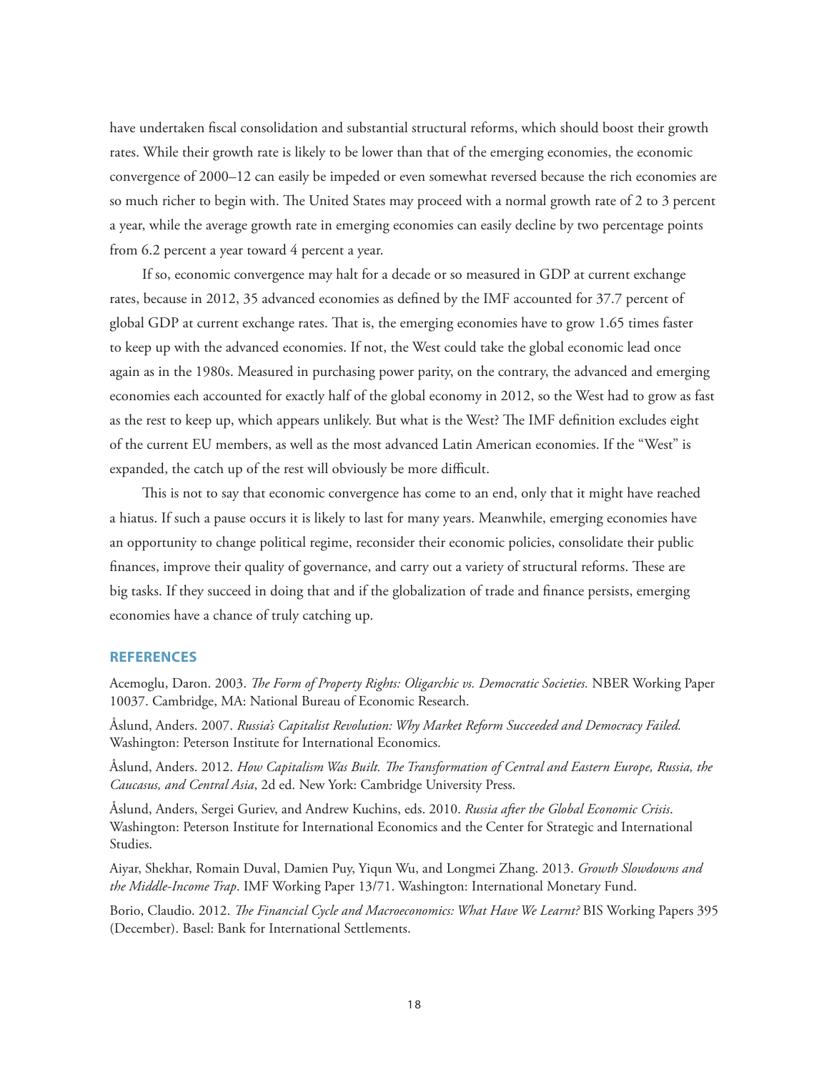have undertaken fiscal consolidation and substantial structural reforms, which should boost their growth rates. While their growth rate is likely to be lower than that of the emerging economies, the economic convergence of 2000–12 can easily be impeded or even somewhat reversed because the rich economies are so much richer to begin with. The United States may proceed with a normal growth rate of 2 to 3 percent a year, while the average growth rate in emerging economies can easily decline by two percentage points from 6.2 percent a year toward 4 percent a year.

If so, economic convergence may halt for a decade or so measured in GDP at current exchange rates, because in 2012, 35 advanced economies as defined by the IMF accounted for 37.7 percent of global GDP at current exchange rates. That is, the emerging economies have to grow 1.65 times faster to keep up with the advanced economies. If not, the West could take the global economic lead once again as in the 1980s. Measured in purchasing power parity, on the contrary, the advanced and emerging economies each accounted for exactly half of the global economy in 2012, so the West had to grow as fast as the rest to keep up, which appears unlikely. But what is the West? The IMF definition excludes eight of the current EU members, as well as the most advanced Latin American economies. If the "West" is expanded, the catch up of the rest will obviously be more difficult.

This is not to say that economic convergence has come to an end, only that it might have reached a hiatus. If such a pause occurs it is likely to last for many years. Meanwhile, emerging economies have an opportunity to change political regime, reconsider their economic policies, consolidate their public finances, improve their quality of governance, and carry out a variety of structural reforms. These are big tasks. If they succeed in doing that and if the globalization of trade and finance persists, emerging economies have a chance of truly catching up.

## REFERENCES

Acemoglu, Daron. 2003. *The Form of Property Rights: Oligarchic vs. Democratic Societies.* NBER Working Paper 10037. Cambridge, MA: National Bureau of Economic Research.

Åslund, Anders. 2007. *Russia's Capitalist Revolution: Why Market Reform Succeeded and Democracy Failed.* Washington: Peterson Institute for International Economics.

Åslund, Anders. 2012. *How Capitalism Was Built. The Transformation of Central and Eastern Europe, Russia, the Caucasus, and Central Asia*, 2d ed. New York: Cambridge University Press.

Åslund, Anders, Sergei Guriev, and Andrew Kuchins, eds. 2010. *Russia after the Global Economic Crisis*. Washington: Peterson Institute for International Economics and the Center for Strategic and International Studies.

Aiyar, Shekhar, Romain Duval, Damien Puy, Yiqun Wu, and Longmei Zhang. 2013. *Growth Slowdowns and the Middle-Income Trap*. IMF Working Paper 13/71. Washington: International Monetary Fund.

Borio, Claudio. 2012. *The Financial Cycle and Macroeconomics: What Have We Learnt?* BIS Working Papers 395 (December). Basel: Bank for International Settlements.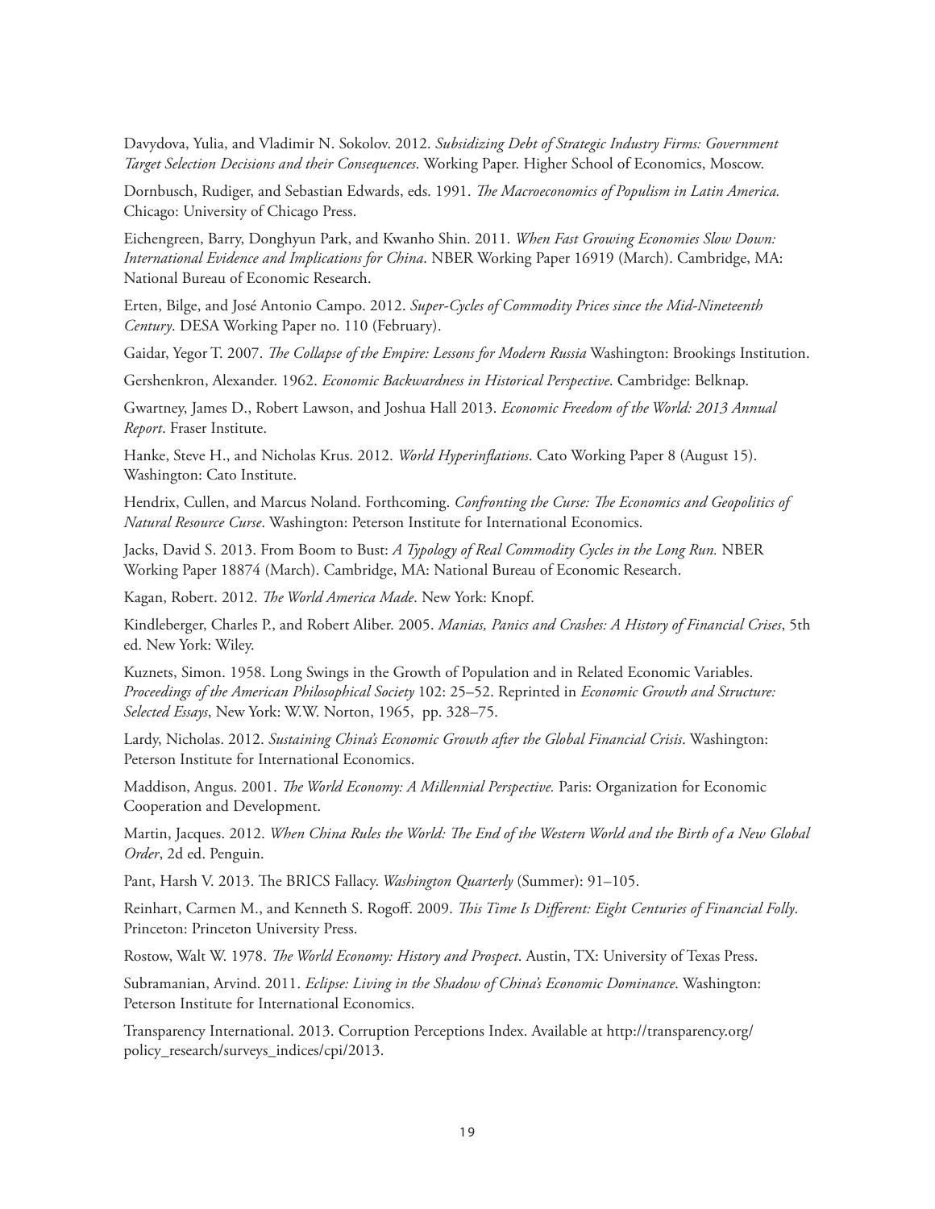Davydova, Yulia, and Vladimir N. Sokolov. 2012. *Subsidizing Debt of Strategic Industry Firms: Government Target Selection Decisions and their Consequences*. Working Paper. Higher School of Economics, Moscow.

Dornbusch, Rudiger, and Sebastian Edwards, eds. 1991. *The Macroeconomics of Populism in Latin America.* Chicago: University of Chicago Press.

Eichengreen, Barry, Donghyun Park, and Kwanho Shin. 2011. *When Fast Growing Economies Slow Down: International Evidence and Implications for China*. NBER Working Paper 16919 (March). Cambridge, MA: National Bureau of Economic Research.

Erten, Bilge, and José Antonio Campo. 2012. *Super-Cycles of Commodity Prices since the Mid-Nineteenth Century*. DESA Working Paper no. 110 (February).

Gaidar, Yegor T. 2007. *The Collapse of the Empire: Lessons for Modern Russia* Washington: Brookings Institution.

Gershenkron, Alexander. 1962. *Economic Backwardness in Historical Perspective*. Cambridge: Belknap.

Gwartney, James D., Robert Lawson, and Joshua Hall 2013. *Economic Freedom of the World: 2013 Annual Report*. Fraser Institute.

Hanke, Steve H., and Nicholas Krus. 2012. *World Hyperinflations*. Cato Working Paper 8 (August 15). Washington: Cato Institute.

Hendrix, Cullen, and Marcus Noland. Forthcoming. *Confronting the Curse: The Economics and Geopolitics of Natural Resource Curse*. Washington: Peterson Institute for International Economics.

Jacks, David S. 2013. From Boom to Bust: *A Typology of Real Commodity Cycles in the Long Run.* NBER Working Paper 18874 (March). Cambridge, MA: National Bureau of Economic Research.

Kagan, Robert. 2012. *The World America Made*. New York: Knopf.

Kindleberger, Charles P., and Robert Aliber. 2005. *Manias, Panics and Crashes: A History of Financial Crises*, 5th ed. New York: Wiley.

Kuznets, Simon. 1958. Long Swings in the Growth of Population and in Related Economic Variables. *Proceedings of the American Philosophical Society* 102: 25–52. Reprinted in *Economic Growth and Structure: Selected Essays*, New York: W.W. Norton, 1965, pp. 328–75.

Lardy, Nicholas. 2012. *Sustaining China's Economic Growth after the Global Financial Crisis*. Washington: Peterson Institute for International Economics.

Maddison, Angus. 2001. *The World Economy: A Millennial Perspective.* Paris: Organization for Economic Cooperation and Development.

Martin, Jacques. 2012. *When China Rules the World: The End of the Western World and the Birth of a New Global Order*, 2d ed. Penguin.

Pant, Harsh V. 2013. The BRICS Fallacy. *Washington Quarterly* (Summer): 91–105.

Reinhart, Carmen M., and Kenneth S. Rogoff. 2009. *This Time Is Different: Eight Centuries of Financial Folly*. Princeton: Princeton University Press.

Rostow, Walt W. 1978. *The World Economy: History and Prospect*. Austin, TX: University of Texas Press.

Subramanian, Arvind. 2011. *Eclipse: Living in the Shadow of China's Economic Dominance*. Washington: Peterson Institute for International Economics.

Transparency International. 2013. Corruption Perceptions Index. Available at http://transparency.org/policy_research/surveys_indices/cpi/2013.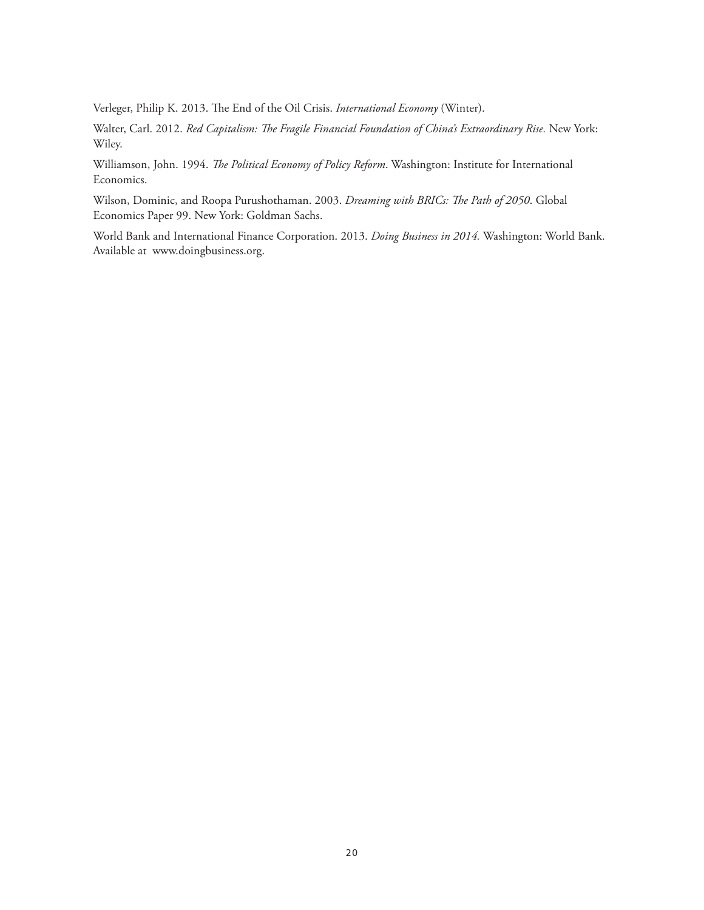Verleger, Philip K. 2013. The End of the Oil Crisis. *International Economy* (Winter).

Walter, Carl. 2012. *Red Capitalism: The Fragile Financial Foundation of China's Extraordinary Rise.* New York: Wiley.

Williamson, John. 1994. *The Political Economy of Policy Reform*. Washington: Institute for International Economics.

Wilson, Dominic, and Roopa Purushothaman. 2003. *Dreaming with BRICs: The Path of 2050*. Global Economics Paper 99. New York: Goldman Sachs.

World Bank and International Finance Corporation. 2013. *Doing Business in 2014.* Washington: World Bank. Available at www.doingbusiness.org.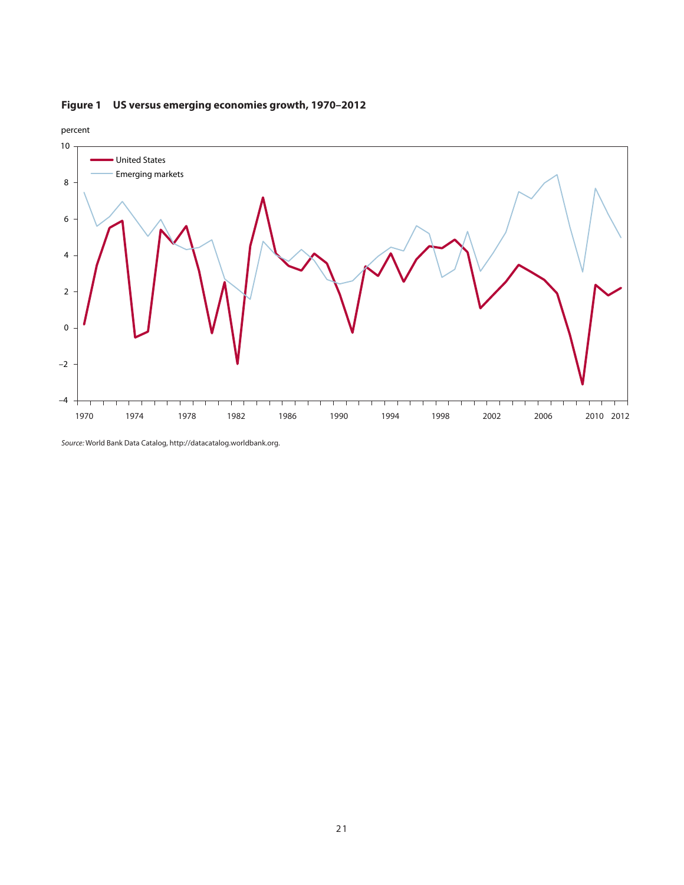**Figure 1 US versus emerging economies growth, 1970–2012**

*Source:* World Bank Data Catalog, http://datacatalog.worldbank.org.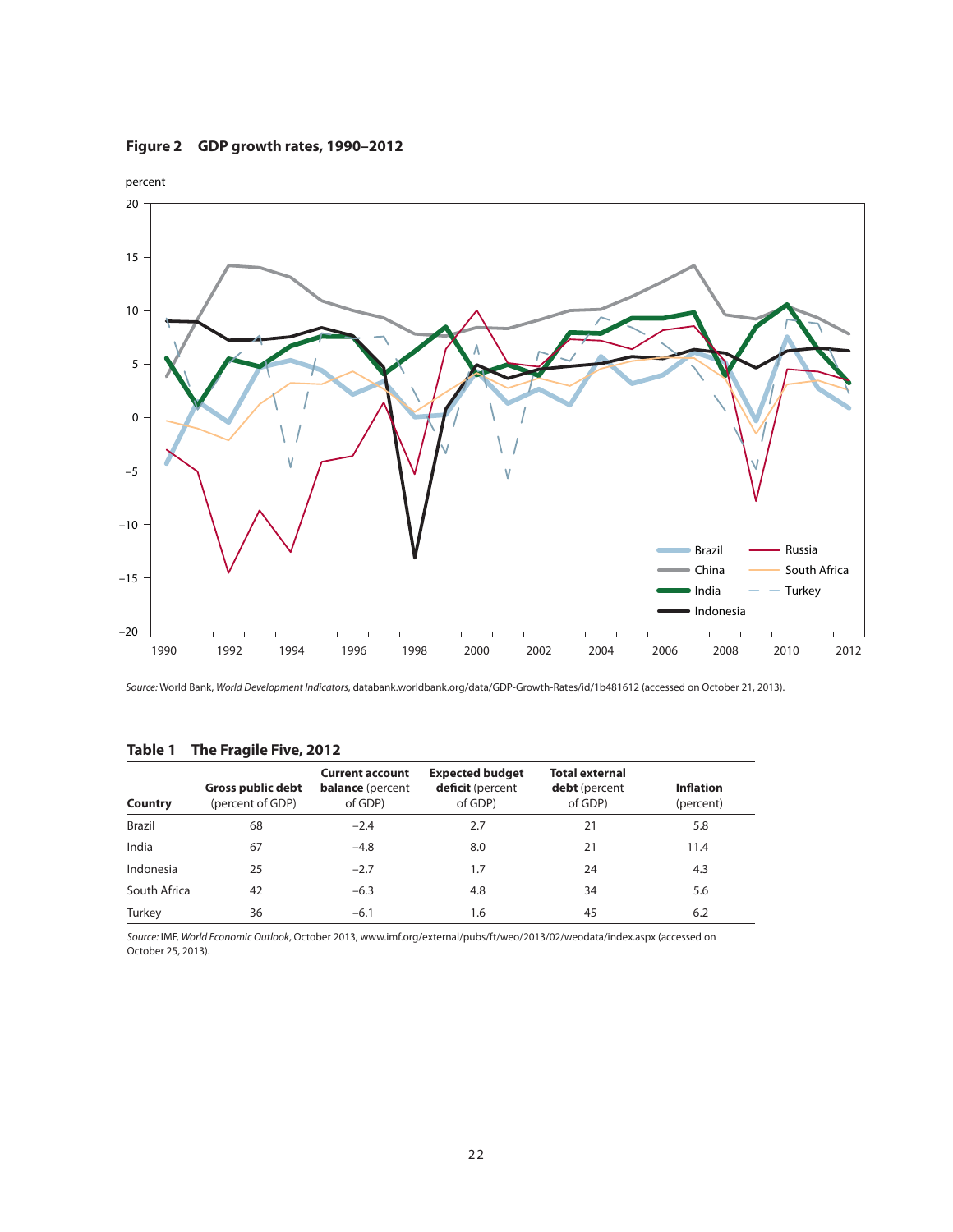**Figure 2 GDP growth rates, 1990–2012**

*Source:* World Bank, *World Development Indicators*, databank.worldbank.org/data/GDP-Growth-Rates/id/1b481612 (accessed on October 21, 2013).

**Table 1 The Fragile Five, 2012**

| Country | **Gross public debt** (percent of GDP) | **Current account balance** (percent of GDP) | **Expected budget deficit** (percent of GDP) | **Total external debt** (percent of GDP) | **Inflation** (percent) |
|---|---|---|---|---|---|
| Brazil | 68 | −2.4 | 2.7 | 21 | 5.8 |
| India | 67 | −4.8 | 8.0 | 21 | 11.4 |
| Indonesia | 25 | −2.7 | 1.7 | 24 | 4.3 |
| South Africa | 42 | −6.3 | 4.8 | 34 | 5.6 |
| Turkey | 36 | −6.1 | 1.6 | 45 | 6.2 |

*Source:* IMF, *World Economic Outlook*, October 2013, www.imf.org/external/pubs/ft/weo/2013/02/weodata/index.aspx (accessed on October 25, 2013).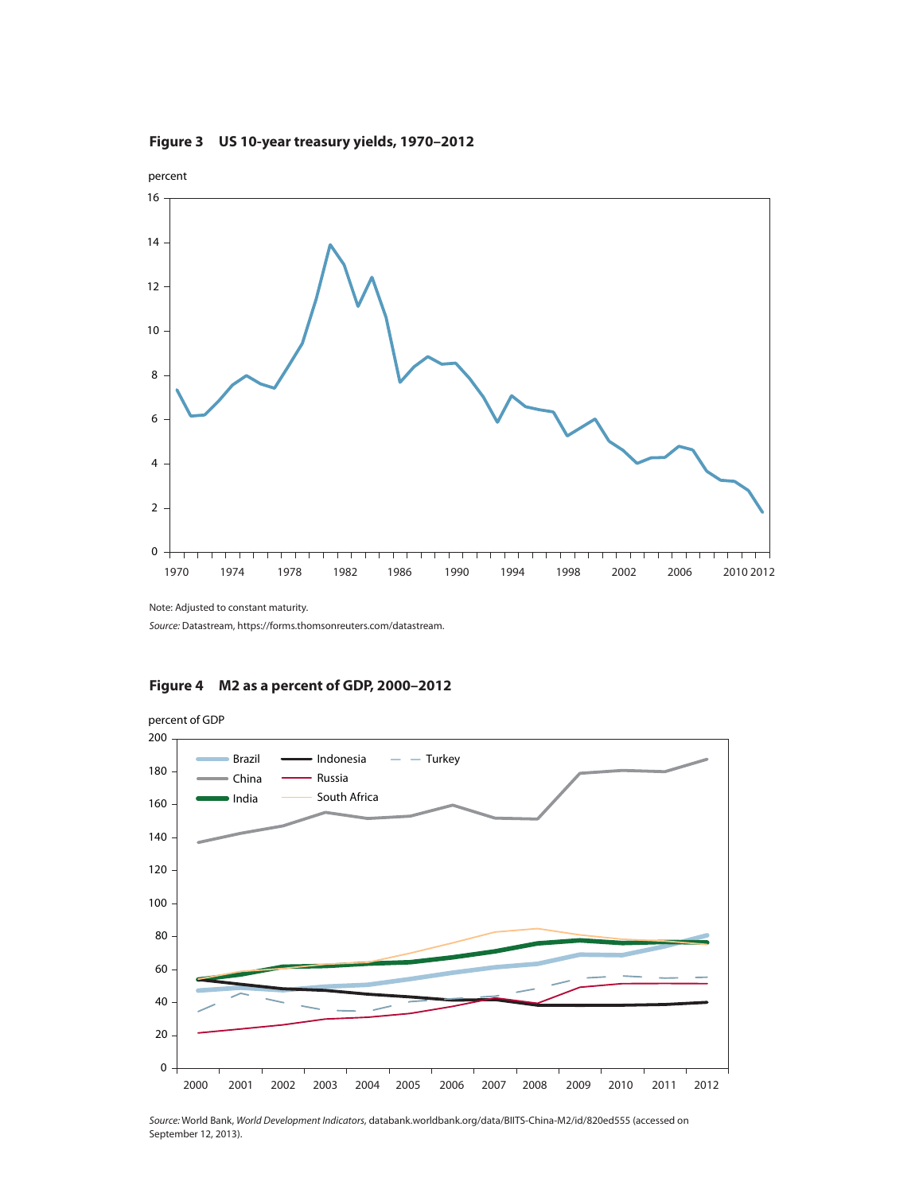**Figure 3 US 10-year treasury yields, 1970–2012**

percent

16

14

12

10

8

6

4

2

0

1970 1974 1978 1982 1986 1990 1994 1998 2002 2006 2010 2012

Note: Adjusted to constant maturity.

*Source:* Datastream, https://forms.thomsonreuters.com/datastream.

**Figure 4 M2 as a percent of GDP, 2000–2012**

percent of GDP

200

180

160

140

120

100

80

60

40

20

0

2000 2001 2002 2003 2004 2005 2006 2007 2008 2009 2010 2011 2012

Brazil, China, India, Indonesia, Russia, South Africa, Turkey

*Source:* World Bank, *World Development Indicators*, databank.worldbank.org/data/BIITS-China-M2/id/820ed555 (accessed on September 12, 2013).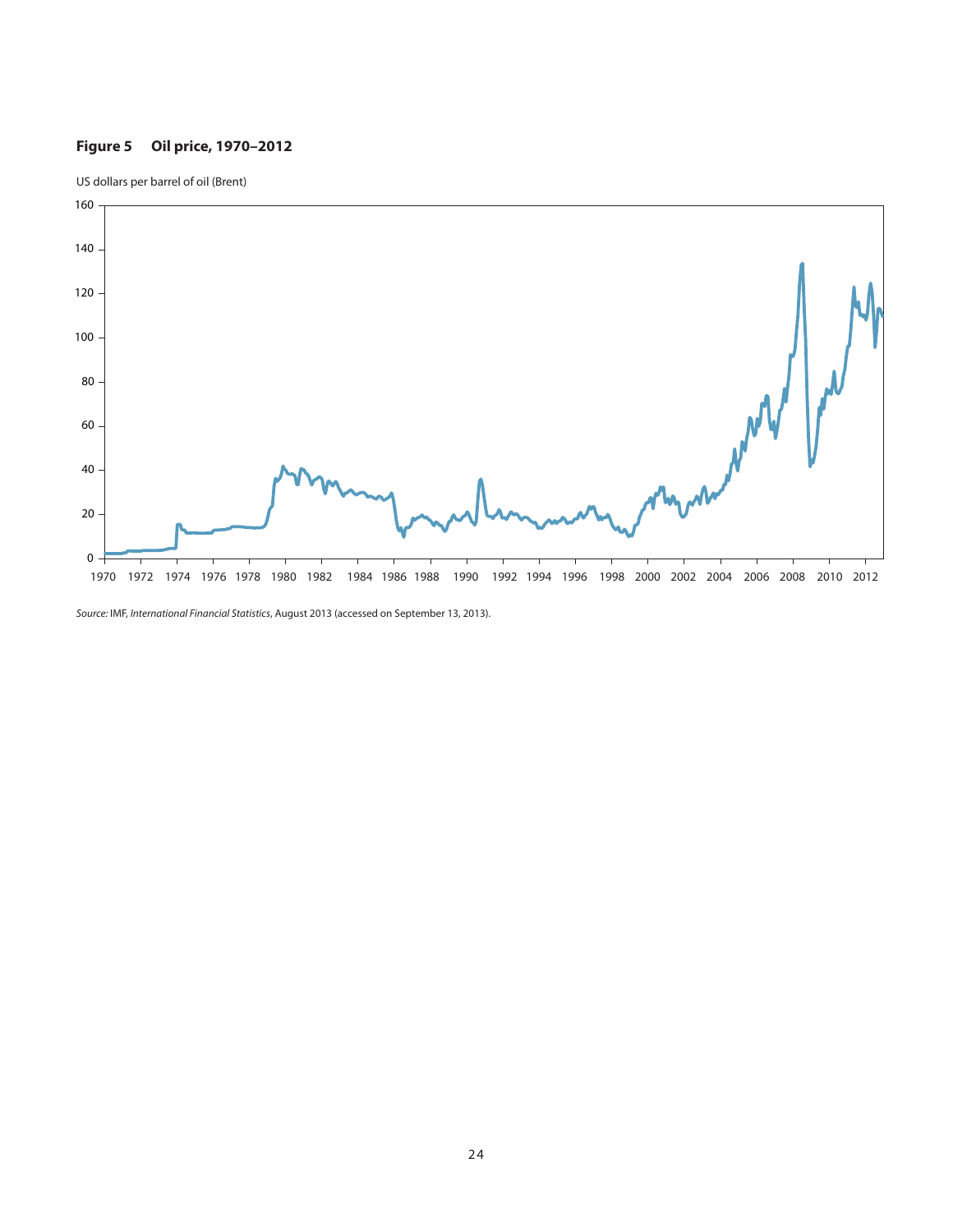**Figure 5 Oil price, 1970–2012**

US dollars per barrel of oil (Brent)

*Source:* IMF, *International Financial Statistics*, August 2013 (accessed on September 13, 2013).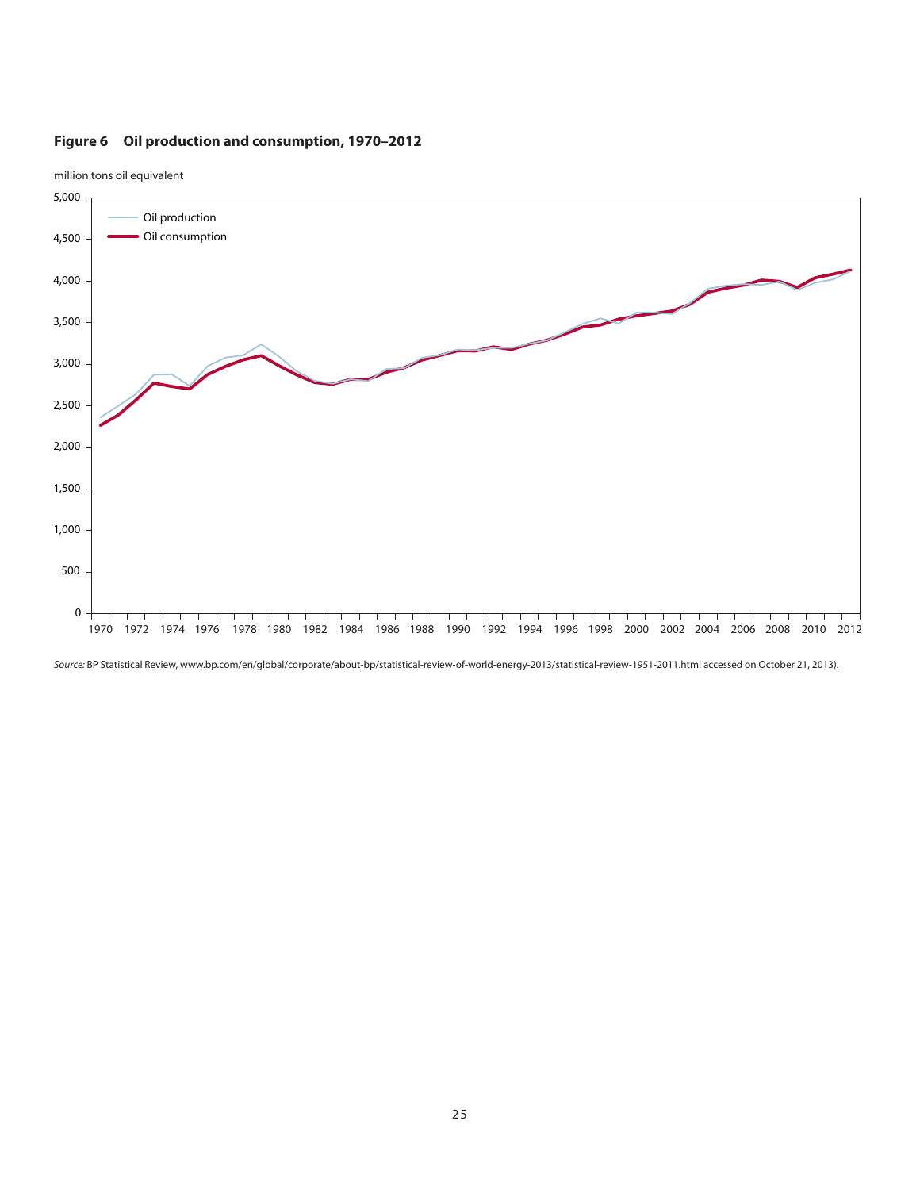**Figure 6 Oil production and consumption, 1970–2012**

*Source:* BP Statistical Review, www.bp.com/en/global/corporate/about-bp/statistical-review-of-world-energy-2013/statistical-review-1951-2011.html accessed on October 21, 2013).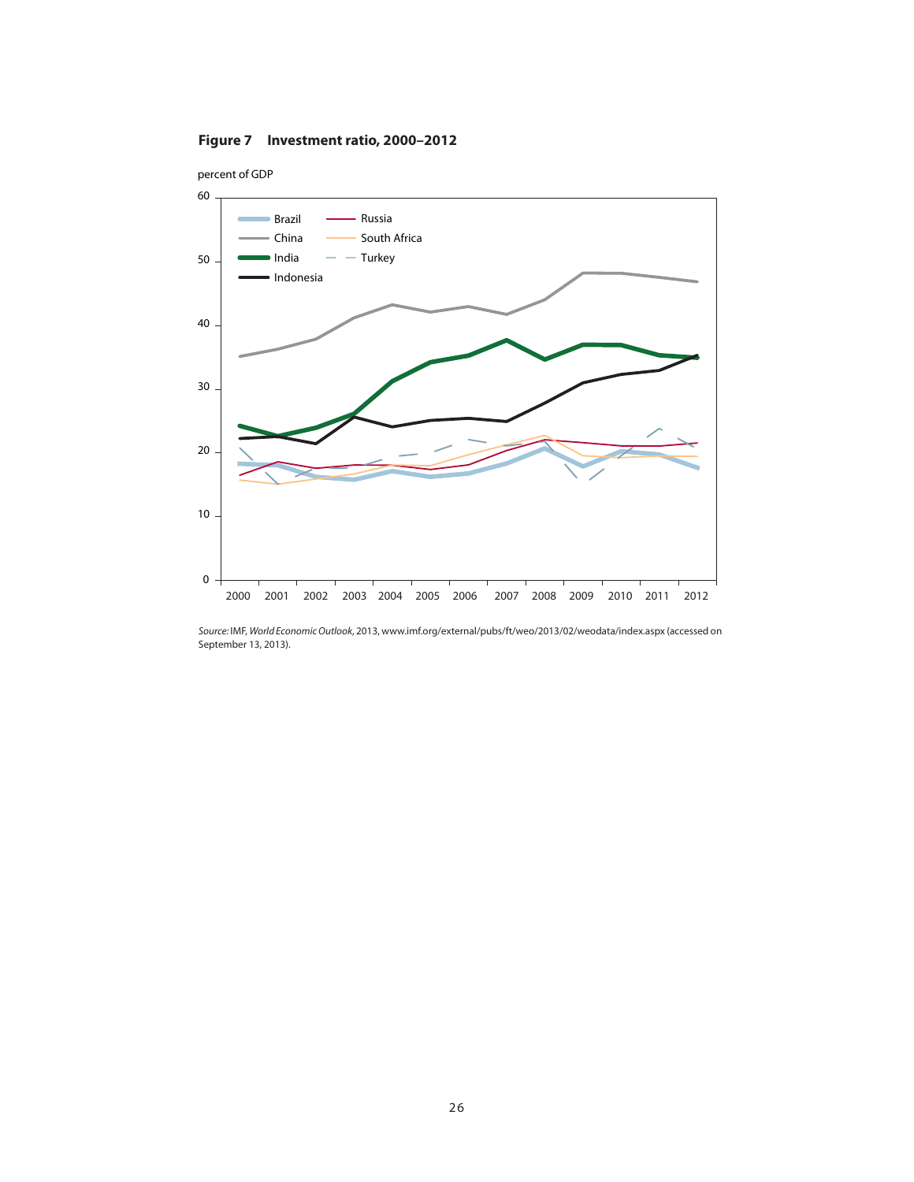**Figure 7 Investment ratio, 2000–2012**

percent of GDP

*Source:* IMF, *World Economic Outlook*, 2013, www.imf.org/external/pubs/ft/weo/2013/02/weodata/index.aspx (accessed on September 13, 2013).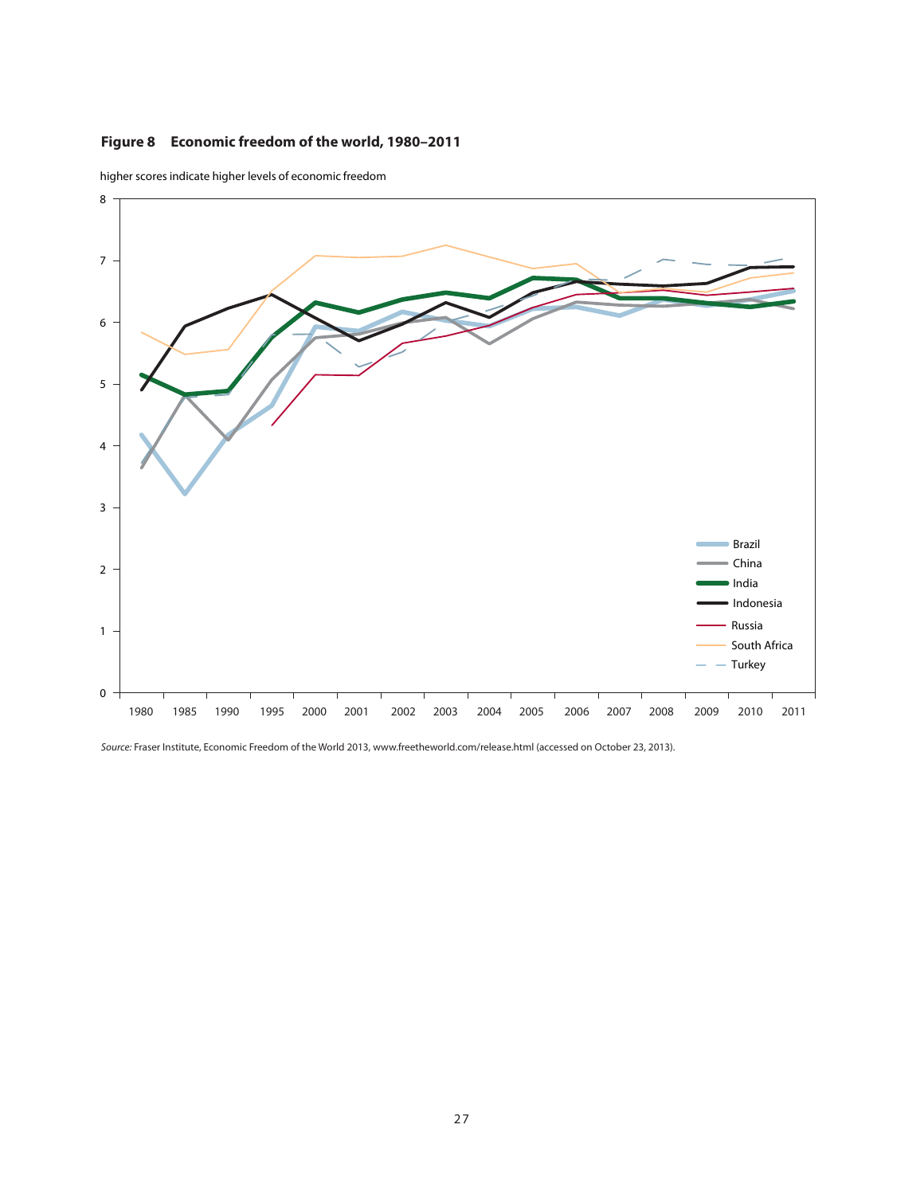**Figure 8 Economic freedom of the world, 1980–2011**

higher scores indicate higher levels of economic freedom

*Source:* Fraser Institute, Economic Freedom of the World 2013, www.freetheworld.com/release.html (accessed on October 23, 2013).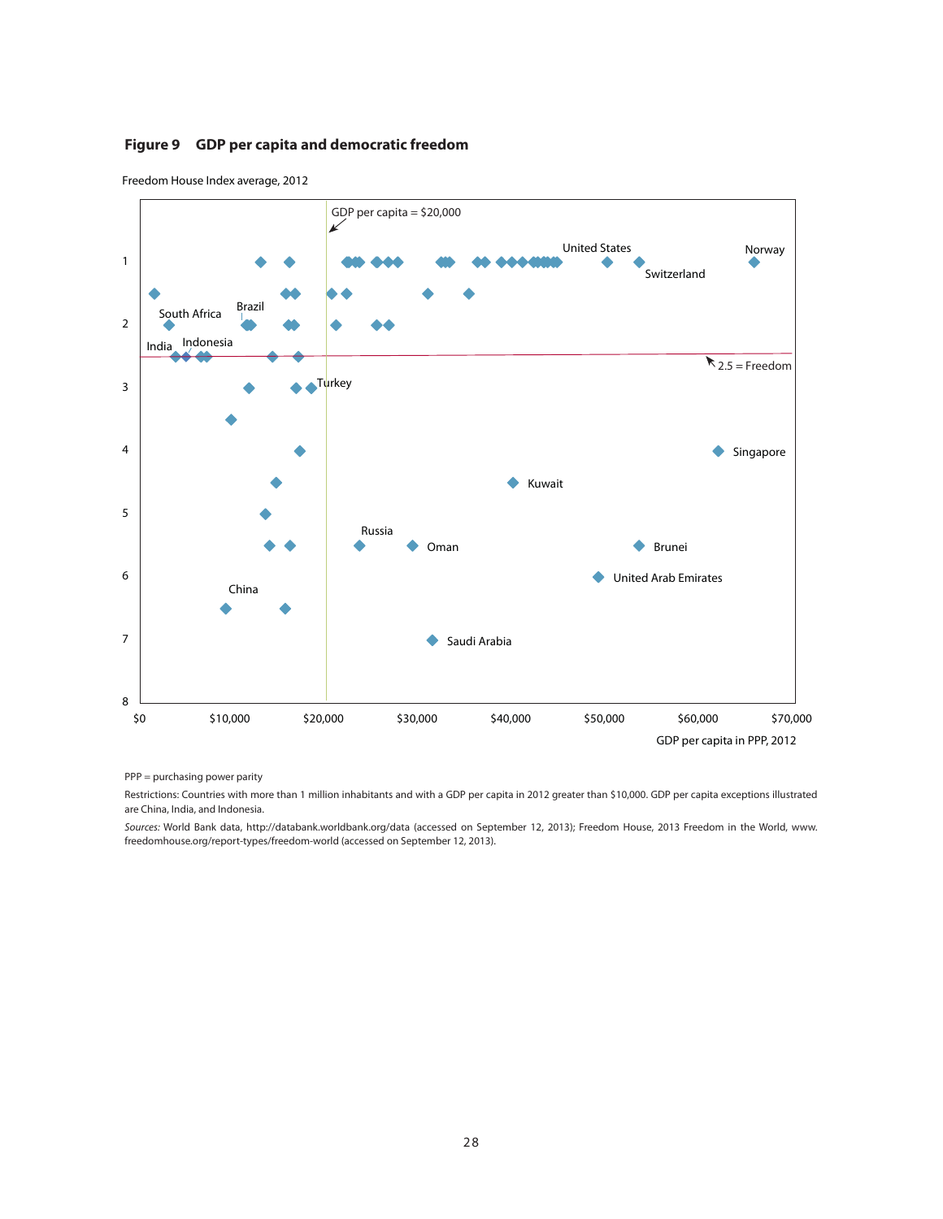**Figure 9 GDP per capita and democratic freedom**

Freedom House Index average, 2012

GDP per capita = $20,000

United States

Norway

Switzerland

South Africa

Brazil

India

Indonesia

2.5 = Freedom

Turkey

Singapore

Kuwait

Russia

Oman

Brunei

United Arab Emirates

China

Saudi Arabia

1
2
3
4
5
6
7
8

$0 $10,000 $20,000 $30,000 $40,000 $50,000 $60,000 $70,000

GDP per capita in PPP, 2012

PPP = purchasing power parity

Restrictions: Countries with more than 1 million inhabitants and with a GDP per capita in 2012 greater than $10,000. GDP per capita exceptions illustrated are China, India, and Indonesia.

*Sources:* World Bank data, http://databank.worldbank.org/data (accessed on September 12, 2013); Freedom House, 2013 Freedom in the World, www.freedomhouse.org/report-types/freedom-world (accessed on September 12, 2013).